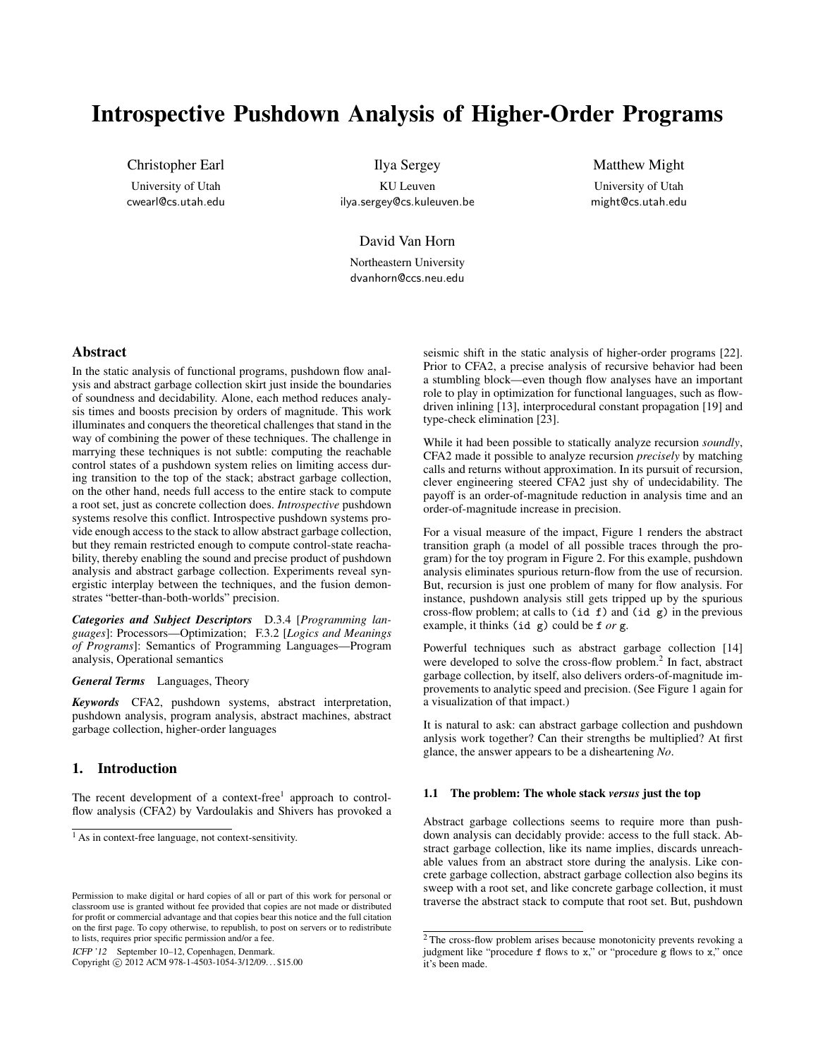# Introspective Pushdown Analysis of Higher-Order Programs

Christopher Earl
University of Utah
cwearl@cs.utah.edu

Ilya Sergey
KU Leuven
ilya.sergey@cs.kuleuven.be

Matthew Might
University of Utah
might@cs.utah.edu

David Van Horn
Northeastern University
dvanhorn@ccs.neu.edu

## Abstract

In the static analysis of functional programs, pushdown flow analysis and abstract garbage collection skirt just inside the boundaries of soundness and decidability. Alone, each method reduces analysis times and boosts precision by orders of magnitude. This work illuminates and conquers the theoretical challenges that stand in the way of combining the power of these techniques. The challenge in marrying these techniques is not subtle: computing the reachable control states of a pushdown system relies on limiting access during transition to the top of the stack; abstract garbage collection, on the other hand, needs full access to the entire stack to compute a root set, just as concrete collection does. *Introspective* pushdown systems resolve this conflict. Introspective pushdown systems provide enough access to the stack to allow abstract garbage collection, but they remain restricted enough to compute control-state reachability, thereby enabling the sound and precise product of pushdown analysis and abstract garbage collection. Experiments reveal synergistic interplay between the techniques, and the fusion demonstrates "better-than-both-worlds" precision.

***Categories and Subject Descriptors*** D.3.4 [*Programming languages*]: Processors—Optimization; F.3.2 [*Logics and Meanings of Programs*]: Semantics of Programming Languages—Program analysis, Operational semantics

***General Terms*** Languages, Theory

***Keywords*** CFA2, pushdown systems, abstract interpretation, pushdown analysis, program analysis, abstract machines, abstract garbage collection, higher-order languages

## 1. Introduction

The recent development of a context-free[1] approach to control-flow analysis (CFA2) by Vardoulakis and Shivers has provoked a seismic shift in the static analysis of higher-order programs [22]. Prior to CFA2, a precise analysis of recursive behavior had been a stumbling block—even though flow analyses have an important role to play in optimization for functional languages, such as flow-driven inlining [13], interprocedural constant propagation [19] and type-check elimination [23].

While it had been possible to statically analyze recursion *soundly*, CFA2 made it possible to analyze recursion *precisely* by matching calls and returns without approximation. In its pursuit of recursion, clever engineering steered CFA2 just shy of undecidability. The payoff is an order-of-magnitude reduction in analysis time and an order-of-magnitude increase in precision.

For a visual measure of the impact, Figure 1 renders the abstract transition graph (a model of all possible traces through the program) for the toy program in Figure 2. For this example, pushdown analysis eliminates spurious return-flow from the use of recursion. But, recursion is just one problem of many for flow analysis. For instance, pushdown analysis still gets tripped up by the spurious cross-flow problem; at calls to `(id f)` and `(id g)` in the previous example, it thinks `(id g)` could be `f` *or* `g`.

Powerful techniques such as abstract garbage collection [14] were developed to solve the cross-flow problem.[2] In fact, abstract garbage collection, by itself, also delivers orders-of-magnitude improvements to analytic speed and precision. (See Figure 1 again for a visualization of that impact.)

It is natural to ask: can abstract garbage collection and pushdown anlysis work together? Can their strengths be multiplied? At first glance, the answer appears to be a disheartening *No*.

### 1.1 The problem: The whole stack *versus* just the top

Abstract garbage collections seems to require more than pushdown analysis can decidably provide: access to the full stack. Abstract garbage collection, like its name implies, discards unreachable values from an abstract store during the analysis. Like concrete garbage collection, abstract garbage collection also begins its sweep with a root set, and like concrete garbage collection, it must traverse the abstract stack to compute that root set. But, pushdown

[1] As in context-free language, not context-sensitivity.

[2] The cross-flow problem arises because monotonicity prevents revoking a judgment like "procedure `f` flows to `x`," or "procedure `g` flows to `x`," once it's been made.

Permission to make digital or hard copies of all or part of this work for personal or classroom use is granted without fee provided that copies are not made or distributed for profit or commercial advantage and that copies bear this notice and the full citation on the first page. To copy otherwise, to republish, to post on servers or to redistribute to lists, requires prior specific permission and/or a fee.

ICFP '12 September 10–12, Copenhagen, Denmark.
Copyright © 2012 ACM 978-1-4503-1054-3/12/09. . . $15.00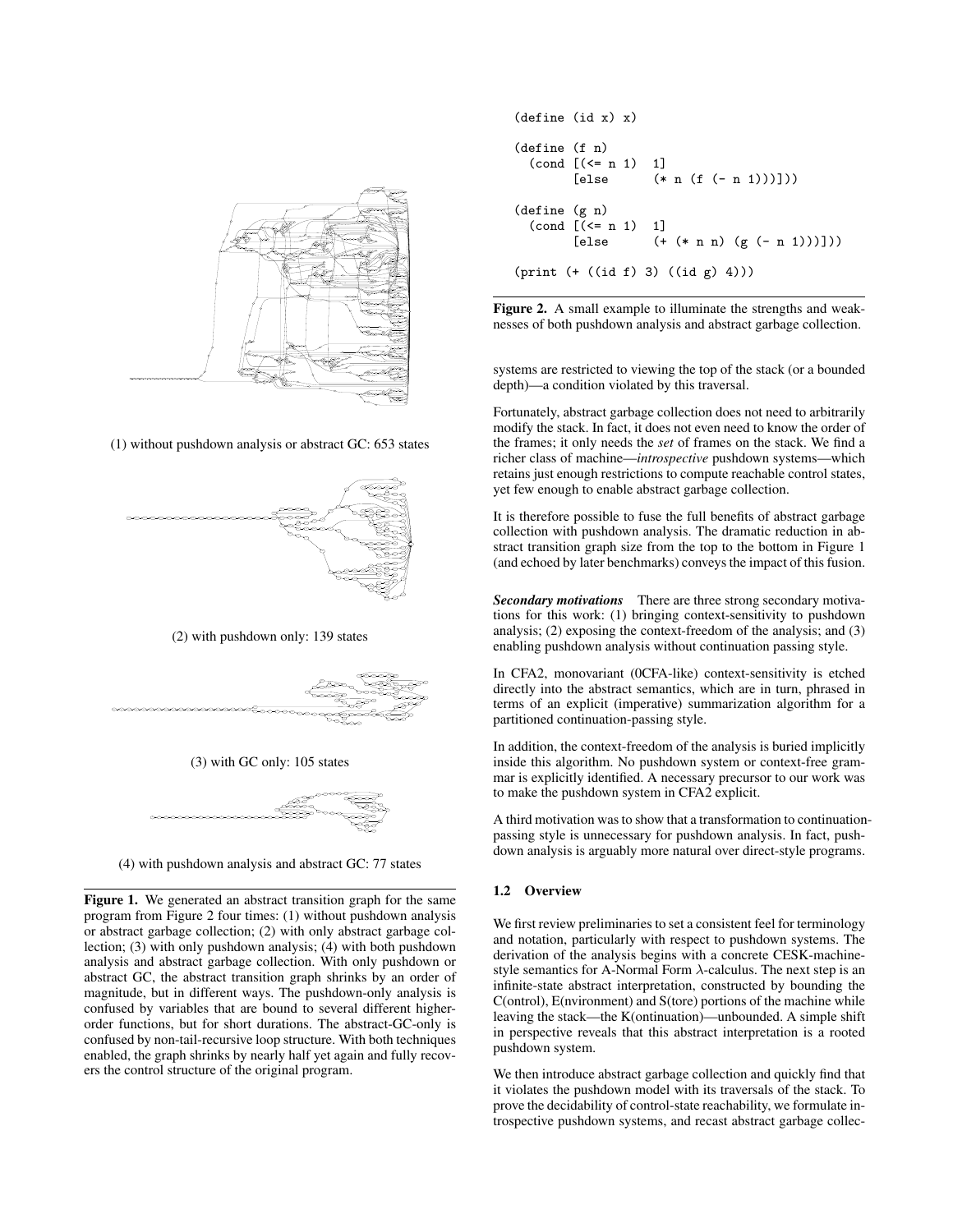(1) without pushdown analysis or abstract GC: 653 states

(2) with pushdown only: 139 states

(3) with GC only: 105 states

(4) with pushdown analysis and abstract GC: 77 states

**Figure 1.** We generated an abstract transition graph for the same program from Figure 2 four times: (1) without pushdown analysis or abstract garbage collection; (2) with only abstract garbage collection; (3) with only pushdown analysis; (4) with both pushdown analysis and abstract garbage collection. With only pushdown or abstract GC, the abstract transition graph shrinks by an order of magnitude, but in different ways. The pushdown-only analysis is confused by variables that are bound to several different higher-order functions, but for short durations. The abstract-GC-only is confused by non-tail-recursive loop structure. With both techniques enabled, the graph shrinks by nearly half yet again and fully recovers the control structure of the original program.

```
(define (id x) x)

(define (f n)
  (cond [(<= n 1)  1]
        [else      (* n (f (- n 1)))]))

(define (g n)
  (cond [(<= n 1)  1]
        [else      (+ (* n n) (g (- n 1)))]))

(print (+ ((id f) 3) ((id g) 4)))
```

**Figure 2.** A small example to illuminate the strengths and weaknesses of both pushdown analysis and abstract garbage collection.

systems are restricted to viewing the top of the stack (or a bounded depth)—a condition violated by this traversal.

Fortunately, abstract garbage collection does not need to arbitrarily modify the stack. In fact, it does not even need to know the order of the frames; it only needs the *set* of frames on the stack. We find a richer class of machine—*introspective* pushdown systems—which retains just enough restrictions to compute reachable control states, yet few enough to enable abstract garbage collection.

It is therefore possible to fuse the full benefits of abstract garbage collection with pushdown analysis. The dramatic reduction in abstract transition graph size from the top to the bottom in Figure 1 (and echoed by later benchmarks) conveys the impact of this fusion.

***Secondary motivations*** There are three strong secondary motivations for this work: (1) bringing context-sensitivity to pushdown analysis; (2) exposing the context-freedom of the analysis; and (3) enabling pushdown analysis without continuation passing style.

In CFA2, monovariant (0CFA-like) context-sensitivity is etched directly into the abstract semantics, which are in turn, phrased in terms of an explicit (imperative) summarization algorithm for a partitioned continuation-passing style.

In addition, the context-freedom of the analysis is buried implicitly inside this algorithm. No pushdown system or context-free grammar is explicitly identified. A necessary precursor to our work was to make the pushdown system in CFA2 explicit.

A third motivation was to show that a transformation to continuation-passing style is unnecessary for pushdown analysis. In fact, pushdown analysis is arguably more natural over direct-style programs.

### 1.2 Overview

We first review preliminaries to set a consistent feel for terminology and notation, particularly with respect to pushdown systems. The derivation of the analysis begins with a concrete CESK-machine-style semantics for A-Normal Form $\lambda$-calculus. The next step is an infinite-state abstract interpretation, constructed by bounding the C(ontrol), E(nvironment) and S(tore) portions of the machine while leaving the stack—the K(ontinuation)—unbounded. A simple shift in perspective reveals that this abstract interpretation is a rooted pushdown system.

We then introduce abstract garbage collection and quickly find that it violates the pushdown model with its traversals of the stack. To prove the decidability of control-state reachability, we formulate introspective pushdown systems, and recast abstract garbage collec-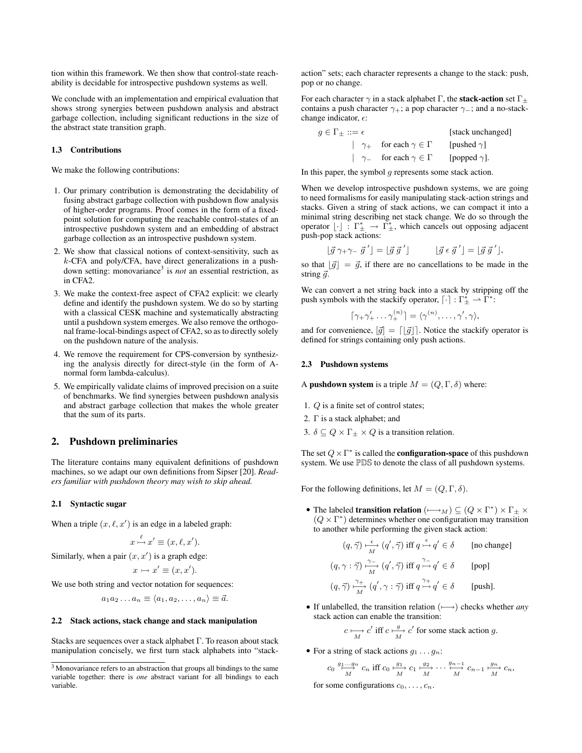tion within this framework. We then show that control-state reachability is decidable for introspective pushdown systems as well.

We conclude with an implementation and empirical evaluation that shows strong synergies between pushdown analysis and abstract garbage collection, including significant reductions in the size of the abstract state transition graph.

### 1.3 Contributions

We make the following contributions:

1. Our primary contribution is demonstrating the decidability of fusing abstract garbage collection with pushdown flow analysis of higher-order programs. Proof comes in the form of a fixed-point solution for computing the reachable control-states of an introspective pushdown system and an embedding of abstract garbage collection as an introspective pushdown system.
2. We show that classical notions of context-sensitivity, such as $k$-CFA and poly/CFA, have direct generalizations in a pushdown setting: monovariance[3] is *not* an essential restriction, as in CFA2.
3. We make the context-free aspect of CFA2 explicit: we clearly define and identify the pushdown system. We do so by starting with a classical CESK machine and systematically abstracting until a pushdown system emerges. We also remove the orthogonal frame-local-bindings aspect of CFA2, so as to directly solely on the pushdown nature of the analysis.
4. We remove the requirement for CPS-conversion by synthesizing the analysis directly for direct-style (in the form of A-normal form lambda-calculus).
5. We empirically validate claims of improved precision on a suite of benchmarks. We find synergies between pushdown analysis and abstract garbage collection that makes the whole greater that the sum of its parts.

## 2. Pushdown preliminaries

The literature contains many equivalent definitions of pushdown machines, so we adapt our own definitions from Sipser [20]. *Readers familiar with pushdown theory may wish to skip ahead.*

### 2.1 Syntactic sugar

When a triple $(x, \ell, x')$ is an edge in a labeled graph:

$$x \overset{\ell}{\rightarrowtail} x' \equiv (x, \ell, x').$$

Similarly, when a pair $(x, x')$ is a graph edge:

$$x \rightarrowtail x' \equiv (x, x').$$

We use both string and vector notation for sequences:

$$a_1 a_2 \ldots a_n \equiv \langle a_1, a_2, \ldots, a_n \rangle \equiv \vec{a}.$$

### 2.2 Stack actions, stack change and stack manipulation

Stacks are sequences over a stack alphabet $\Gamma$. To reason about stack manipulation concisely, we first turn stack alphabets into "stack-action" sets; each character represents a change to the stack: push, pop or no change.

For each character $\gamma$ in a stack alphabet $\Gamma$, the **stack-action** set $\Gamma_\pm$ contains a push character $\gamma_+$; a pop character $\gamma_-$; and a no-stack-change indicator, $\epsilon$:

$$
\begin{array}{llll}
g \in \Gamma_\pm ::= \epsilon & & & \text{[stack unchanged]} \\
\quad \mid \ \gamma_+ & \text{for each } \gamma \in \Gamma & & \text{[pushed } \gamma\text{]} \\
\quad \mid \ \gamma_- & \text{for each } \gamma \in \Gamma & & \text{[popped } \gamma\text{]}.
\end{array}
$$

In this paper, the symbol $g$ represents some stack action.

When we develop introspective pushdown systems, we are going to need formalisms for easily manipulating stack-action strings and stacks. Given a string of stack actions, we can compact it into a minimal string describing net stack change. We do so through the operator $\lfloor \cdot \rfloor : \Gamma_\pm^* \to \Gamma_\pm^*$, which cancels out opposing adjacent push-pop stack actions:

$$\lfloor \vec{g}\, \gamma_+ \gamma_-\, \vec{g}\,' \rfloor = \lfloor \vec{g}\, \vec{g}\,' \rfloor \qquad \lfloor \vec{g}\, \epsilon\, \vec{g}\,' \rfloor = \lfloor \vec{g}\, \vec{g}\,' \rfloor,$$

so that $\lfloor \vec{g} \rfloor = \vec{g}$, if there are no cancellations to be made in the string $\vec{g}$.

We can convert a net string back into a stack by stripping off the push symbols with the stackify operator, $\lceil \cdot \rceil : \Gamma_\pm^* \rightharpoonup \Gamma^*$:

$$\lceil \gamma_+ \gamma'_+ \ldots \gamma^{(n)}_+ \rceil = \langle \gamma^{(n)}, \ldots, \gamma', \gamma \rangle,$$

and for convenience, $[\vec{g}] = \lceil \lfloor \vec{g} \rfloor \rceil$. Notice the stackify operator is defined for strings containing only push actions.

### 2.3 Pushdown systems

A **pushdown system** is a triple $M = (Q, \Gamma, \delta)$ where:

1. $Q$ is a finite set of control states;
2. $\Gamma$ is a stack alphabet; and
3. $\delta \subseteq Q \times \Gamma_\pm \times Q$ is a transition relation.

The set $Q \times \Gamma^*$ is called the **configuration-space** of this pushdown system. We use $\mathbb{PDS}$ to denote the class of all pushdown systems.

For the following definitions, let $M = (Q, \Gamma, \delta)$.

- The labeled **transition relation** $(\longmapsto_M) \subseteq (Q \times \Gamma^*) \times \Gamma_\pm \times (Q \times \Gamma^*)$ determines whether one configuration may transition to another while performing the given stack action:

$$
\begin{array}{lll}
(q, \vec{\gamma}) \overset{\epsilon}{\underset{M}{\longmapsto}} (q', \vec{\gamma}) \text{ iff } q \overset{\epsilon}{\rightarrowtail} q' \in \delta & & \text{[no change]} \\
(q, \gamma : \vec{\gamma}) \overset{\gamma_-}{\underset{M}{\longmapsto}} (q', \vec{\gamma}) \text{ iff } q \overset{\gamma_-}{\rightarrowtail} q' \in \delta & & \text{[pop]} \\
(q, \vec{\gamma}) \overset{\gamma_+}{\underset{M}{\longmapsto}} (q', \gamma : \vec{\gamma}) \text{ iff } q \overset{\gamma_+}{\rightarrowtail} q' \in \delta & & \text{[push]}.
\end{array}
$$

- If unlabelled, the transition relation $(\longmapsto)$ checks whether *any* stack action can enable the transition:

$$c \underset{M}{\longmapsto} c' \text{ iff } c \overset{g}{\underset{M}{\longmapsto}} c' \text{ for some stack action } g.$$

- For a string of stack actions $g_1 \ldots g_n$:

$$c_0 \overset{g_1 \ldots g_n}{\underset{M}{\longmapsto}} c_n \text{ iff } c_0 \overset{g_1}{\underset{M}{\longmapsto}} c_1 \overset{g_2}{\underset{M}{\longmapsto}} \cdots \overset{g_{n-1}}{\underset{M}{\longmapsto}} c_{n-1} \overset{g_n}{\underset{M}{\longmapsto}} c_n,$$

for some configurations $c_0, \ldots, c_n$.

[3] Monovariance refers to an abstraction that groups all bindings to the same variable together: there is *one* abstract variant for all bindings to each variable.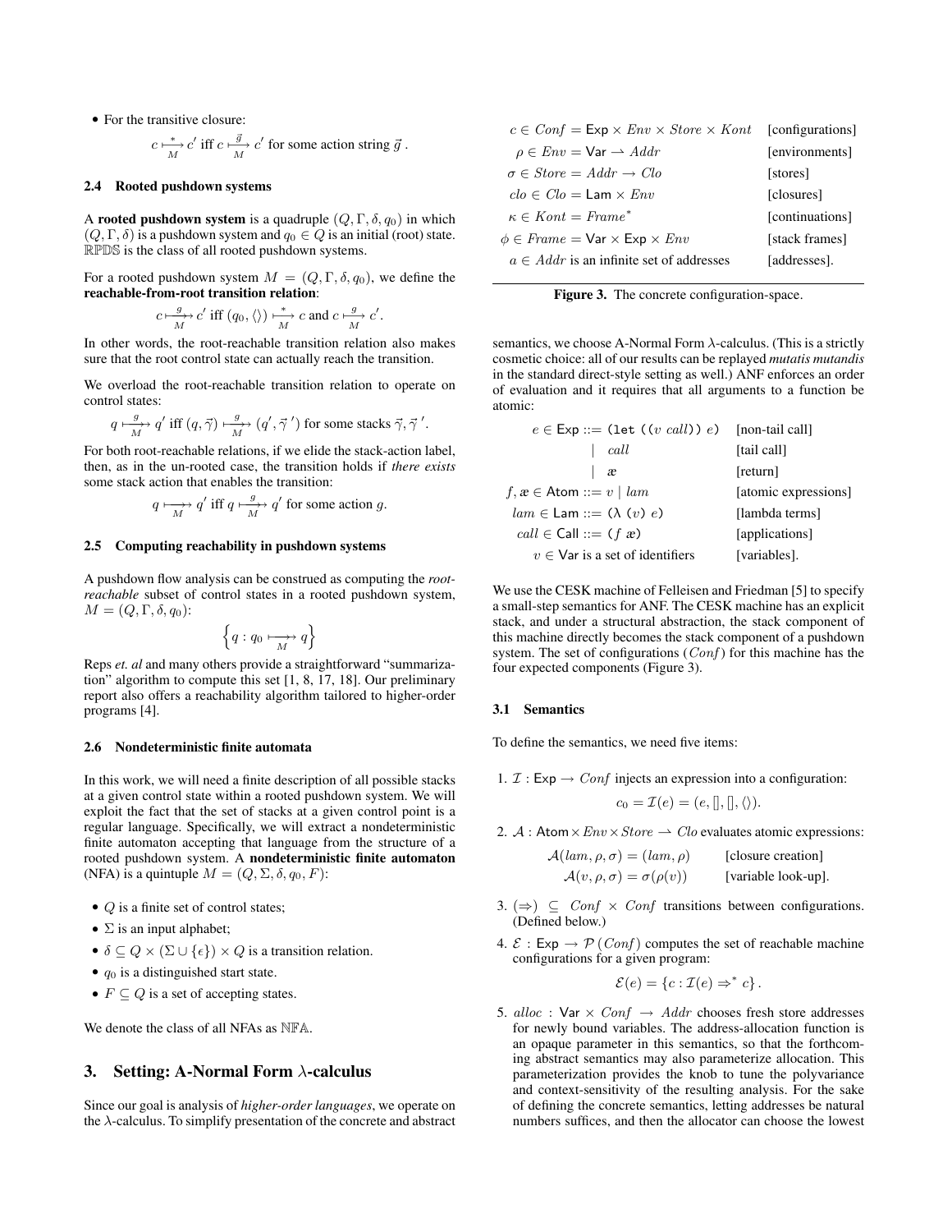- For the transitive closure:

$$c \underset{M}{\overset{*}{\longmapsto}} c' \text{ iff } c \underset{M}{\overset{\vec{g}}{\longmapsto}} c' \text{ for some action string } \vec{g}\,.$$

### 2.4 Rooted pushdown systems

A **rooted pushdown system** is a quadruple $(Q, \Gamma, \delta, q_0)$ in which $(Q, \Gamma, \delta)$ is a pushdown system and $q_0 \in Q$ is an initial (root) state. $\mathbb{RPDS}$ is the class of all rooted pushdown systems.

For a rooted pushdown system $M = (Q, \Gamma, \delta, q_0)$, we define the **reachable-from-root transition relation**:

$$c \underset{M}{\overset{g}{\longmapsto\!\!\!\!\!\!\rightarrow}} c' \text{ iff } (q_0, \langle\rangle) \underset{M}{\overset{*}{\longmapsto}} c \text{ and } c \underset{M}{\overset{g}{\longmapsto}} c'.$$

In other words, the root-reachable transition relation also makes sure that the root control state can actually reach the transition.

We overload the root-reachable transition relation to operate on control states:

$$q \underset{M}{\overset{g}{\longmapsto\!\!\!\!\!\!\rightarrow}} q' \text{ iff } (q, \vec{\gamma}) \underset{M}{\overset{g}{\longmapsto\!\!\!\!\!\!\rightarrow}} (q', \vec{\gamma}\,') \text{ for some stacks } \vec{\gamma}, \vec{\gamma}\,'.$$

For both root-reachable relations, if we elide the stack-action label, then, as in the un-rooted case, the transition holds if *there exists* some stack action that enables the transition:

$$q \underset{M}{\longmapsto\!\!\!\!\!\!\rightarrow} q' \text{ iff } q \underset{M}{\overset{g}{\longmapsto\!\!\!\!\!\!\rightarrow}} q' \text{ for some action } g.$$

### 2.5 Computing reachability in pushdown systems

A pushdown flow analysis can be construed as computing the *root-reachable* subset of control states in a rooted pushdown system, $M = (Q, \Gamma, \delta, q_0)$:

$$\left\{ q : q_0 \underset{M}{\longmapsto\!\!\!\!\!\!\rightarrow} q \right\}$$

Reps *et. al* and many others provide a straightforward "summarization" algorithm to compute this set [1, 8, 17, 18]. Our preliminary report also offers a reachability algorithm tailored to higher-order programs [4].

### 2.6 Nondeterministic finite automata

In this work, we will need a finite description of all possible stacks at a given control state within a rooted pushdown system. We will exploit the fact that the set of stacks at a given control point is a regular language. Specifically, we will extract a nondeterministic finite automaton accepting that language from the structure of a rooted pushdown system. A **nondeterministic finite automaton** (NFA) is a quintuple $M = (Q, \Sigma, \delta, q_0, F)$:

- $Q$ is a finite set of control states;
- $\Sigma$ is an input alphabet;
- $\delta \subseteq Q \times (\Sigma \cup \{\epsilon\}) \times Q$ is a transition relation.
- $q_0$ is a distinguished start state.
- $F \subseteq Q$ is a set of accepting states.

We denote the class of all NFAs as $\mathbb{NFA}$.

## 3. Setting: A-Normal Form $\lambda$-calculus

Since our goal is analysis of *higher-order languages*, we operate on the $\lambda$-calculus. To simplify presentation of the concrete and abstract semantics, we choose A-Normal Form $\lambda$-calculus. (This is a strictly cosmetic choice: all of our results can be replayed *mutatis mutandis* in the standard direct-style setting as well.) ANF enforces an order of evaluation and it requires that all arguments to a function be atomic:

| | |
|---|---|
| $e \in \mathsf{Exp} ::= \texttt{(let ((}v\ call\texttt{))}\ e\texttt{)}$ | [non-tail call] |
| $\quad \mid\ call$ | [tail call] |
| $\quad \mid\ \text{æ}$ | [return] |
| $f, \text{æ} \in \mathsf{Atom} ::= v \mid lam$ | [atomic expressions] |
| $lam \in \mathsf{Lam} ::= \texttt{(}\lambda\ \texttt{(}v\texttt{)}\ e\texttt{)}$ | [lambda terms] |
| $call \in \mathsf{Call} ::= \texttt{(}f\ \text{æ}\texttt{)}$ | [applications] |
| $v \in \mathsf{Var}$ is a set of identifiers | [variables]. |

We use the CESK machine of Felleisen and Friedman [5] to specify a small-step semantics for ANF. The CESK machine has an explicit stack, and under a structural abstraction, the stack component of this machine directly becomes the stack component of a pushdown system. The set of configurations ($Conf$) for this machine has the four expected components (Figure 3).

| | |
|---|---|
| $c \in Conf = \mathsf{Exp} \times Env \times Store \times Kont$ | [configurations] |
| $\rho \in Env = \mathsf{Var} \rightharpoonup Addr$ | [environments] |
| $\sigma \in Store = Addr \to Clo$ | [stores] |
| $clo \in Clo = \mathsf{Lam} \times Env$ | [closures] |
| $\kappa \in Kont = Frame^*$ | [continuations] |
| $\phi \in Frame = \mathsf{Var} \times \mathsf{Exp} \times Env$ | [stack frames] |
| $a \in Addr$ is an infinite set of addresses | [addresses]. |

**Figure 3.** The concrete configuration-space.

### 3.1 Semantics

To define the semantics, we need five items:

1. $\mathcal{I} : \mathsf{Exp} \to Conf$ injects an expression into a configuration:
$$c_0 = \mathcal{I}(e) = (e, [], [], \langle\rangle).$$

2. $\mathcal{A} : \mathsf{Atom} \times Env \times Store \rightharpoonup Clo$ evaluates atomic expressions:

| | |
|---|---|
| $\mathcal{A}(lam, \rho, \sigma) = (lam, \rho)$ | [closure creation] |
| $\mathcal{A}(v, \rho, \sigma) = \sigma(\rho(v))$ | [variable look-up]. |

3. $(\Rightarrow) \subseteq Conf \times Conf$ transitions between configurations. (Defined below.)

4. $\mathcal{E} : \mathsf{Exp} \to \mathcal{P}(Conf)$ computes the set of reachable machine configurations for a given program:
$$\mathcal{E}(e) = \{c : \mathcal{I}(e) \Rightarrow^* c\}.$$

5. $alloc : \mathsf{Var} \times Conf \to Addr$ chooses fresh store addresses for newly bound variables. The address-allocation function is an opaque parameter in this semantics, so that the forthcoming abstract semantics may also parameterize allocation. This parameterization provides the knob to tune the polyvariance and context-sensitivity of the resulting analysis. For the sake of defining the concrete semantics, letting addresses be natural numbers suffices, and then the allocator can choose the lowest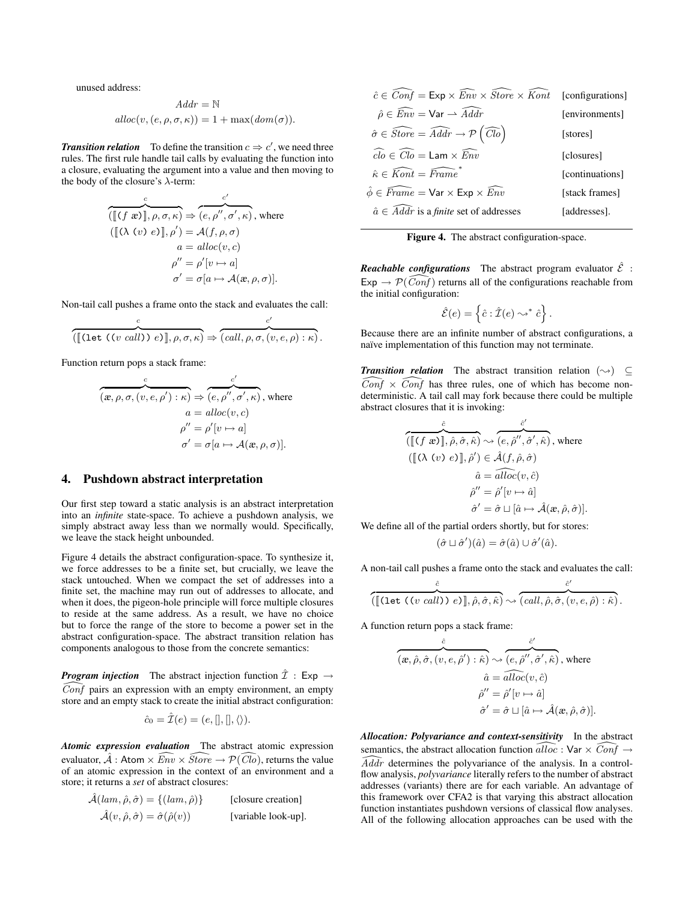unused address:

$$Addr = \mathbb{N}$$
$$alloc(v, (e, \rho, \sigma, \kappa)) = 1 + \max(dom(\sigma)).$$

***Transition relation*** To define the transition $c \Rightarrow c'$, we need three rules. The first rule handle tail calls by evaluating the function into a closure, evaluating the argument into a value and then moving to the body of the closure's $\lambda$-term:

$$\overbrace{(\llbracket \texttt{(}f\ æ\texttt{)} \rrbracket, \rho, \sigma, \kappa)}^{c} \Rightarrow \overbrace{(e, \rho'', \sigma', \kappa)}^{c'}, \text{ where}$$
$$\begin{aligned}
(\llbracket \texttt{(λ (}v\texttt{)}\ e\texttt{)} \rrbracket, \rho') &= \mathcal{A}(f, \rho, \sigma)\\
a &= alloc(v, c)\\
\rho'' &= \rho'[v \mapsto a]\\
\sigma' &= \sigma[a \mapsto \mathcal{A}(æ, \rho, \sigma)].
\end{aligned}$$

Non-tail call pushes a frame onto the stack and evaluates the call:

$$\overbrace{(\llbracket \texttt{(let ((}v\ call\texttt{))}\ e\texttt{)} \rrbracket, \rho, \sigma, \kappa)}^{c} \Rightarrow \overbrace{(call, \rho, \sigma, (v, e, \rho) : \kappa)}^{c'}.$$

Function return pops a stack frame:

$$\overbrace{(æ, \rho, \sigma, (v, e, \rho') : \kappa)}^{c} \Rightarrow \overbrace{(e, \rho'', \sigma', \kappa)}^{c'}, \text{ where}$$
$$\begin{aligned}
a &= alloc(v, c)\\
\rho'' &= \rho'[v \mapsto a]\\
\sigma' &= \sigma[a \mapsto \mathcal{A}(æ, \rho, \sigma)].
\end{aligned}$$

## 4. Pushdown abstract interpretation

Our first step toward a static analysis is an abstract interpretation into an *infinite* state-space. To achieve a pushdown analysis, we simply abstract away less than we normally would. Specifically, we leave the stack height unbounded.

Figure 4 details the abstract configuration-space. To synthesize it, we force addresses to be a finite set, but crucially, we leave the stack untouched. When we compact the set of addresses into a finite set, the machine may run out of addresses to allocate, and when it does, the pigeon-hole principle will force multiple closures to reside at the same address. As a result, we have no choice but to force the range of the store to become a power set in the abstract configuration-space. The abstract transition relation has components analogous to those from the concrete semantics:

***Program injection*** The abstract injection function $\hat{\mathcal{I}} : \mathsf{Exp} \to \widehat{Conf}$ pairs an expression with an empty environment, an empty store and an empty stack to create the initial abstract configuration:

$$\hat{c}_0 = \hat{\mathcal{I}}(e) = (e, [], [], \langle\rangle).$$

***Atomic expression evaluation*** The abstract atomic expression evaluator, $\hat{\mathcal{A}} : \mathsf{Atom} \times \widehat{Env} \times \widehat{Store} \to \mathcal{P}(\widehat{Clo})$, returns the value of an atomic expression in the context of an environment and a store; it returns a *set* of abstract closures:

$$\hat{\mathcal{A}}(lam, \hat{\rho}, \hat{\sigma}) = \{(lam, \hat{\rho})\} \qquad \text{[closure creation]}$$
$$\hat{\mathcal{A}}(v, \hat{\rho}, \hat{\sigma}) = \hat{\sigma}(\hat{\rho}(v)) \qquad \text{[variable look-up]}.$$

$$\begin{aligned}
\hat{c} \in \widehat{Conf} &= \mathsf{Exp} \times \widehat{Env} \times \widehat{Store} \times \widehat{Kont} && \text{[configurations]}\\
\hat{\rho} \in \widehat{Env} &= \mathsf{Var} \rightharpoonup \widehat{Addr} && \text{[environments]}\\
\hat{\sigma} \in \widehat{Store} &= \widehat{Addr} \to \mathcal{P}\left(\widehat{Clo}\right) && \text{[stores]}\\
\widehat{clo} \in \widehat{Clo} &= \mathsf{Lam} \times \widehat{Env} && \text{[closures]}\\
\hat{\kappa} \in \widehat{Kont} &= \widehat{Frame}^* && \text{[continuations]}\\
\hat{\phi} \in \widehat{Frame} &= \mathsf{Var} \times \mathsf{Exp} \times \widehat{Env} && \text{[stack frames]}\\
\hat{a} \in \widehat{Addr} &\text{ is a \textit{finite} set of addresses} && \text{[addresses].}
\end{aligned}$$

**Figure 4.** The abstract configuration-space.

***Reachable configurations*** The abstract program evaluator $\hat{\mathcal{E}} : \mathsf{Exp} \to \mathcal{P}(\widehat{Conf})$ returns all of the configurations reachable from the initial configuration:

$$\hat{\mathcal{E}}(e) = \left\{ \hat{c} : \hat{\mathcal{I}}(e) \leadsto^* \hat{c} \right\}.$$

Because there are an infinite number of abstract configurations, a naïve implementation of this function may not terminate.

***Transition relation*** The abstract transition relation $(\leadsto) \subseteq \widehat{Conf} \times \widehat{Conf}$ has three rules, one of which has become non-deterministic. A tail call may fork because there could be multiple abstract closures that it is invoking:

$$\overbrace{(\llbracket \texttt{(}f\ æ\texttt{)} \rrbracket, \hat{\rho}, \hat{\sigma}, \hat{\kappa})}^{\hat{c}} \leadsto \overbrace{(e, \hat{\rho}'', \hat{\sigma}', \hat{\kappa})}^{\hat{c}'}, \text{ where}$$
$$\begin{aligned}
(\llbracket \texttt{(λ (}v\texttt{)}\ e\texttt{)} \rrbracket, \hat{\rho}') &\in \hat{\mathcal{A}}(f, \hat{\rho}, \hat{\sigma})\\
\hat{a} &= \widehat{alloc}(v, \hat{c})\\
\hat{\rho}'' &= \hat{\rho}'[v \mapsto \hat{a}]\\
\hat{\sigma}' &= \hat{\sigma} \sqcup [\hat{a} \mapsto \hat{\mathcal{A}}(æ, \hat{\rho}, \hat{\sigma})].
\end{aligned}$$

We define all of the partial orders shortly, but for stores:

$$(\hat{\sigma} \sqcup \hat{\sigma}')(\hat{a}) = \hat{\sigma}(\hat{a}) \cup \hat{\sigma}'(\hat{a}).$$

A non-tail call pushes a frame onto the stack and evaluates the call:

$$\overbrace{(\llbracket \texttt{(let ((}v\ call\texttt{))}\ e\texttt{)} \rrbracket, \hat{\rho}, \hat{\sigma}, \hat{\kappa})}^{\hat{c}} \leadsto \overbrace{(call, \hat{\rho}, \hat{\sigma}, (v, e, \hat{\rho}) : \hat{\kappa})}^{\hat{c}'}.$$

A function return pops a stack frame:

$$\overbrace{(æ, \hat{\rho}, \hat{\sigma}, (v, e, \hat{\rho}') : \hat{\kappa})}^{\hat{c}} \leadsto \overbrace{(e, \hat{\rho}'', \hat{\sigma}', \hat{\kappa})}^{\hat{c}'}, \text{ where}$$
$$\begin{aligned}
\hat{a} &= \widehat{alloc}(v, \hat{c})\\
\hat{\rho}'' &= \hat{\rho}'[v \mapsto \hat{a}]\\
\hat{\sigma}' &= \hat{\sigma} \sqcup [\hat{a} \mapsto \hat{\mathcal{A}}(æ, \hat{\rho}, \hat{\sigma})].
\end{aligned}$$

***Allocation: Polyvariance and context-sensitivity*** In the abstract semantics, the abstract allocation function $\widehat{alloc} : \mathsf{Var} \times \widehat{Conf} \to \widehat{Addr}$ determines the polyvariance of the analysis. In a control-flow analysis, *polyvariance* literally refers to the number of abstract addresses (variants) there are for each variable. An advantage of this framework over CFA2 is that varying this abstract allocation function instantiates pushdown versions of classical flow analyses. All of the following allocation approaches can be used with the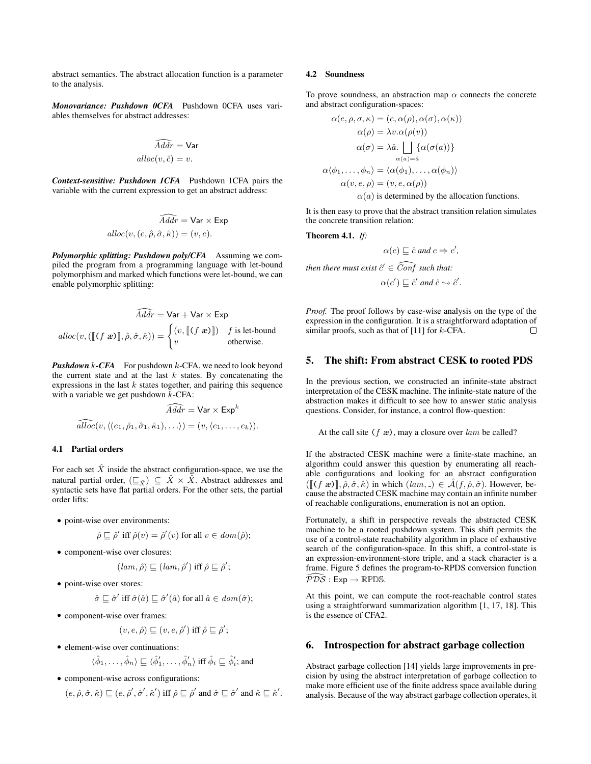abstract semantics. The abstract allocation function is a parameter to the analysis.

***Monovariance: Pushdown 0CFA*** Pushdown 0CFA uses variables themselves for abstract addresses:

$$\widehat{Addr} = \mathsf{Var}$$
$$alloc(v, \hat{c}) = v.$$

***Context-sensitive: Pushdown 1CFA*** Pushdown 1CFA pairs the variable with the current expression to get an abstract address:

$$\widehat{Addr} = \mathsf{Var} \times \mathsf{Exp}$$
$$alloc(v, (e, \hat{\rho}, \hat{\sigma}, \hat{\kappa})) = (v, e).$$

***Polymorphic splitting: Pushdown poly/CFA*** Assuming we compiled the program from a programming language with let-bound polymorphism and marked which functions were let-bound, we can enable polymorphic splitting:

$$\widehat{Addr} = \mathsf{Var} + \mathsf{Var} \times \mathsf{Exp}$$
$$alloc(v, (\llbracket (f\ \mathit{æ}) \rrbracket, \hat{\rho}, \hat{\sigma}, \hat{\kappa})) = \begin{cases} (v, \llbracket (f\ \mathit{æ}) \rrbracket) & f \text{ is let-bound} \\ v & \text{otherwise.} \end{cases}$$

***Pushdown k-CFA*** For pushdown $k$-CFA, we need to look beyond the current state and at the last $k$ states. By concatenating the expressions in the last $k$ states together, and pairing this sequence with a variable we get pushdown $k$-CFA:

$$\widehat{Addr} = \mathsf{Var} \times \mathsf{Exp}^k$$
$$\widehat{alloc}(v, \langle (e_1, \hat{\rho}_1, \hat{\sigma}_1, \hat{\kappa}_1), \ldots \rangle) = (v, \langle e_1, \ldots, e_k \rangle).$$

### 4.1 Partial orders

For each set $\hat{X}$ inside the abstract configuration-space, we use the natural partial order, $(\sqsubseteq_{\hat{X}}) \subseteq \hat{X} \times \hat{X}$. Abstract addresses and syntactic sets have flat partial orders. For the other sets, the partial order lifts:

- point-wise over environments:
  $$\hat{\rho} \sqsubseteq \hat{\rho}' \text{ iff } \hat{\rho}(v) = \hat{\rho}'(v) \text{ for all } v \in dom(\hat{\rho});$$
- component-wise over closures:
  $$(lam, \hat{\rho}) \sqsubseteq (lam, \hat{\rho}') \text{ iff } \hat{\rho} \sqsubseteq \hat{\rho}';$$
- point-wise over stores:
  $$\hat{\sigma} \sqsubseteq \hat{\sigma}' \text{ iff } \hat{\sigma}(\hat{a}) \sqsubseteq \hat{\sigma}'(\hat{a}) \text{ for all } \hat{a} \in dom(\hat{\sigma});$$
- component-wise over frames:
  $$(v, e, \hat{\rho}) \sqsubseteq (v, e, \hat{\rho}') \text{ iff } \hat{\rho} \sqsubseteq \hat{\rho}';$$
- element-wise over continuations:
  $$\langle \hat{\phi}_1, \ldots, \hat{\phi}_n \rangle \sqsubseteq \langle \hat{\phi}'_1, \ldots, \hat{\phi}'_n \rangle \text{ iff } \hat{\phi}_i \sqsubseteq \hat{\phi}'_i; \text{ and}$$
- component-wise across configurations:
  $$(e, \hat{\rho}, \hat{\sigma}, \hat{\kappa}) \sqsubseteq (e, \hat{\rho}', \hat{\sigma}', \hat{\kappa}') \text{ iff } \hat{\rho} \sqsubseteq \hat{\rho}' \text{ and } \hat{\sigma} \sqsubseteq \hat{\sigma}' \text{ and } \hat{\kappa} \sqsubseteq \hat{\kappa}'.$$

### 4.2 Soundness

To prove soundness, an abstraction map $\alpha$ connects the concrete and abstract configuration-spaces:

$$\begin{aligned}
\alpha(e, \rho, \sigma, \kappa) &= (e, \alpha(\rho), \alpha(\sigma), \alpha(\kappa)) \\
\alpha(\rho) &= \lambda v. \alpha(\rho(v)) \\
\alpha(\sigma) &= \lambda \hat{a}. \bigsqcup_{\alpha(a) = \hat{a}} \{\alpha(\sigma(a))\} \\
\alpha \langle \phi_1, \ldots, \phi_n \rangle &= \langle \alpha(\phi_1), \ldots, \alpha(\phi_n) \rangle \\
\alpha(v, e, \rho) &= (v, e, \alpha(\rho)) \\
&\alpha(a) \text{ is determined by the allocation functions.}
\end{aligned}$$

It is then easy to prove that the abstract transition relation simulates the concrete transition relation:

**Theorem 4.1.** *If:*

$$\alpha(c) \sqsubseteq \hat{c} \text{ and } c \Rightarrow c',$$

*then there must exist* $\hat{c}' \in \widehat{Conf}$ *such that:*

$$\alpha(c') \sqsubseteq \hat{c}' \text{ and } \hat{c} \leadsto \hat{c}'.$$

*Proof.* The proof follows by case-wise analysis on the type of the expression in the configuration. It is a straightforward adaptation of similar proofs, such as that of [11] for $k$-CFA. □

## 5. The shift: From abstract CESK to rooted PDS

In the previous section, we constructed an infinite-state abstract interpretation of the CESK machine. The infinite-state nature of the abstraction makes it difficult to see how to answer static analysis questions. Consider, for instance, a control flow-question:

> At the call site $(f\ \mathit{æ})$, may a closure over $lam$ be called?

If the abstracted CESK machine were a finite-state machine, an algorithm could answer this question by enumerating all reachable configurations and looking for an abstract configuration $(\llbracket (f\ \mathit{æ}) \rrbracket, \hat{\rho}, \hat{\sigma}, \hat{\kappa})$ in which $(lam, \_) \in \hat{\mathcal{A}}(f, \hat{\rho}, \hat{\sigma})$. However, because the abstracted CESK machine may contain an infinite number of reachable configurations, enumeration is not an option.

Fortunately, a shift in perspective reveals the abstracted CESK machine to be a rooted pushdown system. This shift permits the use of a control-state reachability algorithm in place of exhaustive search of the configuration-space. In this shift, a control-state is an expression-environment-store triple, and a stack character is a frame. Figure 5 defines the program-to-RPDS conversion function $\widehat{\mathcal{PDS}} : \mathsf{Exp} \to \mathbb{RPDS}$.

At this point, we can compute the root-reachable control states using a straightforward summarization algorithm [1, 17, 18]. This is the essence of CFA2.

## 6. Introspection for abstract garbage collection

Abstract garbage collection [14] yields large improvements in precision by using the abstract interpretation of garbage collection to make more efficient use of the finite address space available during analysis. Because of the way abstract garbage collection operates, it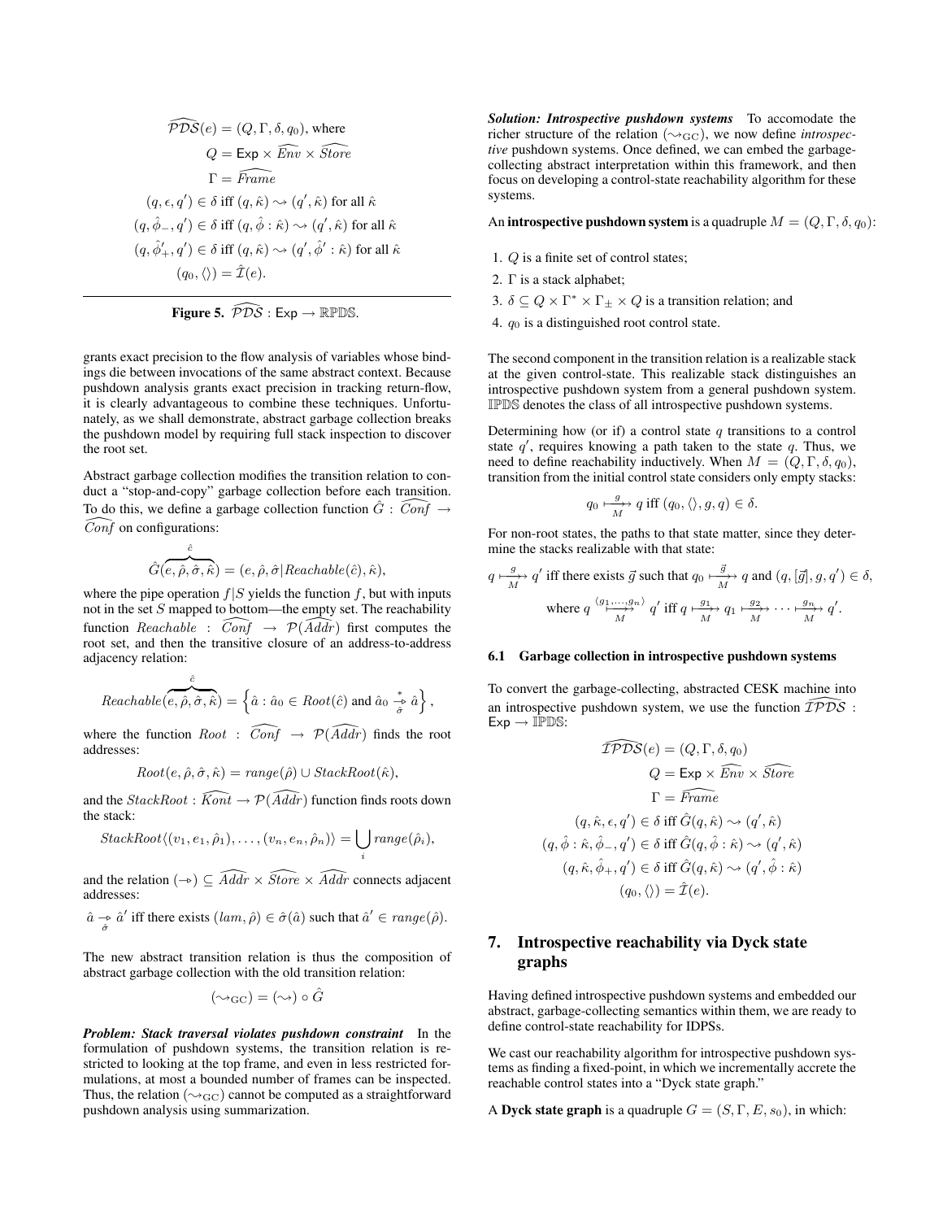$$
\begin{aligned}
\widehat{\mathcal{PDS}}(e) &= (Q, \Gamma, \delta, q_0), \text{ where} \\
Q &= \mathsf{Exp} \times \widehat{Env} \times \widehat{Store} \\
\Gamma &= \widehat{Frame} \\
(q, \epsilon, q') \in \delta &\text{ iff } (q, \hat{\kappa}) \leadsto (q', \hat{\kappa}) \text{ for all } \hat{\kappa} \\
(q, \hat{\phi}_-, q') \in \delta &\text{ iff } (q, \hat{\phi} : \hat{\kappa}) \leadsto (q', \hat{\kappa}) \text{ for all } \hat{\kappa} \\
(q, \hat{\phi}'_+, q') \in \delta &\text{ iff } (q, \hat{\kappa}) \leadsto (q', \hat{\phi}' : \hat{\kappa}) \text{ for all } \hat{\kappa} \\
(q_0, \langle\rangle) &= \hat{\mathcal{I}}(e).
\end{aligned}
$$

**Figure 5.** $\widehat{\mathcal{PDS}} : \mathsf{Exp} \to \mathbb{RPDS}$.

grants exact precision to the flow analysis of variables whose bindings die between invocations of the same abstract context. Because pushdown analysis grants exact precision in tracking return-flow, it is clearly advantageous to combine these techniques. Unfortunately, as we shall demonstrate, abstract garbage collection breaks the pushdown model by requiring full stack inspection to discover the root set.

Abstract garbage collection modifies the transition relation to conduct a "stop-and-copy" garbage collection before each transition. To do this, we define a garbage collection function $\hat{G} : \widehat{Conf} \to \widehat{Conf}$ on configurations:

$$
\hat{G}(\overbrace{e, \hat{\rho}, \hat{\sigma}, \hat{\kappa}}^{\hat{c}}) = (e, \hat{\rho}, \hat{\sigma} | Reachable(\hat{c}), \hat{\kappa}),
$$

where the pipe operation $f|S$ yields the function $f$, but with inputs not in the set $S$ mapped to bottom—the empty set. The reachability function $Reachable : \widehat{Conf} \to \mathcal{P}(\widehat{Addr})$ first computes the root set, and then the transitive closure of an address-to-address adjacency relation:

$$
Reachable(\overbrace{e, \hat{\rho}, \hat{\sigma}, \hat{\kappa}}^{\hat{c}}) = \left\{ \hat{a} : \hat{a}_0 \in Root(\hat{c}) \text{ and } \hat{a}_0 \underset{\hat{\sigma}}{\overset{*}{\rightharpoonup}} \hat{a} \right\},
$$

where the function $Root : \widehat{Conf} \to \mathcal{P}(\widehat{Addr})$ finds the root addresses:

$$
Root(e, \hat{\rho}, \hat{\sigma}, \hat{\kappa}) = range(\hat{\rho}) \cup StackRoot(\hat{\kappa}),
$$

and the $StackRoot : \widehat{Kont} \to \mathcal{P}(\widehat{Addr})$ function finds roots down the stack:

$$
StackRoot\langle(v_1, e_1, \hat{\rho}_1), \ldots, (v_n, e_n, \hat{\rho}_n)\rangle = \bigcup_i range(\hat{\rho}_i),
$$

and the relation $(\rightharpoonup) \subseteq \widehat{Addr} \times \widehat{Store} \times \widehat{Addr}$ connects adjacent addresses:

$$
\hat{a} \underset{\hat{\sigma}}{\rightharpoonup} \hat{a}' \text{ iff there exists } (lam, \hat{\rho}) \in \hat{\sigma}(\hat{a}) \text{ such that } \hat{a}' \in range(\hat{\rho}).
$$

The new abstract transition relation is thus the composition of abstract garbage collection with the old transition relation:

$$
(\leadsto_{\mathrm{GC}}) = (\leadsto) \circ \hat{G}
$$

***Problem: Stack traversal violates pushdown constraint*** In the formulation of pushdown systems, the transition relation is restricted to looking at the top frame, and even in less restricted formulations, at most a bounded number of frames can be inspected. Thus, the relation $(\leadsto_{\mathrm{GC}})$ cannot be computed as a straightforward pushdown analysis using summarization.

***Solution: Introspective pushdown systems*** To accomodate the richer structure of the relation $(\leadsto_{\mathrm{GC}})$, we now define *introspective* pushdown systems. Once defined, we can embed the garbage-collecting abstract interpretation within this framework, and then focus on developing a control-state reachability algorithm for these systems.

An **introspective pushdown system** is a quadruple $M = (Q, \Gamma, \delta, q_0)$:

1. $Q$ is a finite set of control states;
2. $\Gamma$ is a stack alphabet;
3. $\delta \subseteq Q \times \Gamma^* \times \Gamma_\pm \times Q$ is a transition relation; and
4. $q_0$ is a distinguished root control state.

The second component in the transition relation is a realizable stack at the given control-state. This realizable stack distinguishes an introspective pushdown system from a general pushdown system. $\mathbb{IPDS}$ denotes the class of all introspective pushdown systems.

Determining how (or if) a control state $q$ transitions to a control state $q'$, requires knowing a path taken to the state $q$. Thus, we need to define reachability inductively. When $M = (Q, \Gamma, \delta, q_0)$, transition from the initial control state considers only empty stacks:

$$
q_0 \underset{M}{\overset{g}{\longmapsto}} q \text{ iff } (q_0, \langle\rangle, g, q) \in \delta.
$$

For non-root states, the paths to that state matter, since they determine the stacks realizable with that state:

$$
q \underset{M}{\overset{g}{\longmapsto}} q' \text{ iff there exists } \vec{g} \text{ such that } q_0 \underset{M}{\overset{\vec{g}}{\longmapsto}} q \text{ and } (q, [\vec{g}], g, q') \in \delta,
$$

$$
\text{where } q \underset{M}{\overset{\langle g_1, \ldots, g_n \rangle}{\longmapsto}} q' \text{ iff } q \underset{M}{\overset{g_1}{\longmapsto}} q_1 \underset{M}{\overset{g_2}{\longmapsto}} \cdots \underset{M}{\overset{g_n}{\longmapsto}} q'.
$$

### 6.1 Garbage collection in introspective pushdown systems

To convert the garbage-collecting, abstracted CESK machine into an introspective pushdown system, we use the function $\widehat{\mathcal{IPDS}} : \mathsf{Exp} \to \mathbb{IPDS}$:

$$
\begin{aligned}
\widehat{\mathcal{IPDS}}(e) &= (Q, \Gamma, \delta, q_0) \\
Q &= \mathsf{Exp} \times \widehat{Env} \times \widehat{Store} \\
\Gamma &= \widehat{Frame} \\
(q, \hat{\kappa}, \epsilon, q') \in \delta &\text{ iff } \hat{G}(q, \hat{\kappa}) \leadsto (q', \hat{\kappa}) \\
(q, \hat{\phi} : \hat{\kappa}, \hat{\phi}_-, q') \in \delta &\text{ iff } \hat{G}(q, \hat{\phi} : \hat{\kappa}) \leadsto (q', \hat{\kappa}) \\
(q, \hat{\kappa}, \hat{\phi}_+, q') \in \delta &\text{ iff } \hat{G}(q, \hat{\kappa}) \leadsto (q', \hat{\phi} : \hat{\kappa}) \\
(q_0, \langle\rangle) &= \hat{\mathcal{I}}(e).
\end{aligned}
$$

## 7. Introspective reachability via Dyck state graphs

Having defined introspective pushdown systems and embedded our abstract, garbage-collecting semantics within them, we are ready to define control-state reachability for IDPSs.

We cast our reachability algorithm for introspective pushdown systems as finding a fixed-point, in which we incrementally accrete the reachable control states into a "Dyck state graph."

A **Dyck state graph** is a quadruple $G = (S, \Gamma, E, s_0)$, in which: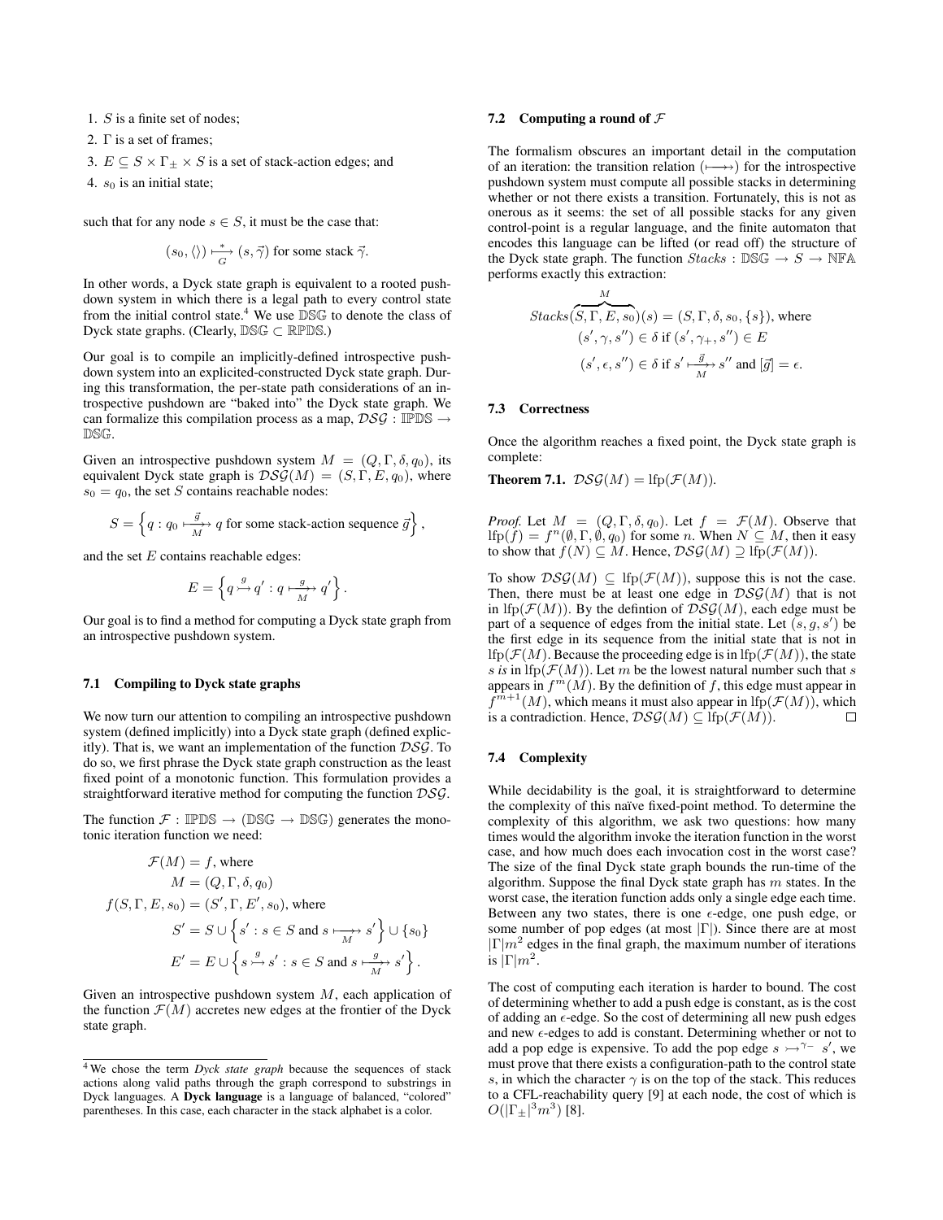1. $S$ is a finite set of nodes;
2. $\Gamma$ is a set of frames;
3. $E \subseteq S \times \Gamma_{\pm} \times S$ is a set of stack-action edges; and
4. $s_0$ is an initial state;

such that for any node $s \in S$, it must be the case that:

$$(s_0, \langle\rangle) \underset{G}{\overset{*}{\longmapsto}} (s, \vec{\gamma}) \text{ for some stack } \vec{\gamma}.$$

In other words, a Dyck state graph is equivalent to a rooted pushdown system in which there is a legal path to every control state from the initial control state.[4] We use $\mathbb{DSG}$ to denote the class of Dyck state graphs. (Clearly, $\mathbb{DSG} \subset \mathbb{RPDS}$.)

Our goal is to compile an implicitly-defined introspective pushdown system into an explicited-constructed Dyck state graph. During this transformation, the per-state path considerations of an introspective pushdown are "baked into" the Dyck state graph. We can formalize this compilation process as a map, $\mathcal{DSG} : \mathbb{IPDS} \to \mathbb{DSG}$.

Given an introspective pushdown system $M = (Q, \Gamma, \delta, q_0)$, its equivalent Dyck state graph is $\mathcal{DSG}(M) = (S, \Gamma, E, q_0)$, where $s_0 = q_0$, the set $S$ contains reachable nodes:

$$S = \left\{ q : q_0 \underset{M}{\overset{\vec{g}}{\longmapsto\!\!\!\to}} q \text{ for some stack-action sequence } \vec{g} \right\},$$

and the set $E$ contains reachable edges:

$$E = \left\{ q \overset{g}{\rightarrowtail} q' : q \underset{M}{\overset{g}{\longmapsto\!\!\!\to}} q' \right\}.$$

Our goal is to find a method for computing a Dyck state graph from an introspective pushdown system.

### 7.1 Compiling to Dyck state graphs

We now turn our attention to compiling an introspective pushdown system (defined implicitly) into a Dyck state graph (defined explicitly). That is, we want an implementation of the function $\mathcal{DSG}$. To do so, we first phrase the Dyck state graph construction as the least fixed point of a monotonic function. This formulation provides a straightforward iterative method for computing the function $\mathcal{DSG}$.

The function $\mathcal{F} : \mathbb{IPDS} \to (\mathbb{DSG} \to \mathbb{DSG})$ generates the monotonic iteration function we need:

$$\begin{aligned}
\mathcal{F}(M) &= f, \text{ where} \\
M &= (Q, \Gamma, \delta, q_0) \\
f(S, \Gamma, E, s_0) &= (S', \Gamma, E', s_0), \text{ where} \\
S' &= S \cup \left\{ s' : s \in S \text{ and } s \underset{M}{\longmapsto\!\!\!\to} s' \right\} \cup \{s_0\} \\
E' &= E \cup \left\{ s \overset{g}{\rightarrowtail} s' : s \in S \text{ and } s \underset{M}{\overset{g}{\longmapsto\!\!\!\to}} s' \right\}.
\end{aligned}$$

Given an introspective pushdown system $M$, each application of the function $\mathcal{F}(M)$ accretes new edges at the frontier of the Dyck state graph.

### 7.2 Computing a round of $\mathcal{F}$

The formalism obscures an important detail in the computation of an iteration: the transition relation ($\longmapsto\!\!\!\to$) for the introspective pushdown system must compute all possible stacks in determining whether or not there exists a transition. Fortunately, this is not as onerous as it seems: the set of all possible stacks for any given control-point is a regular language, and the finite automaton that encodes this language can be lifted (or read off) the structure of the Dyck state graph. The function $Stacks : \mathbb{DSG} \to S \to \mathbb{NFA}$ performs exactly this extraction:

$$\begin{aligned}
Stacks(\overbrace{S, \Gamma, E, s_0}^{M})(s) &= (S, \Gamma, \delta, s_0, \{s\}), \text{ where} \\
(s', \gamma, s'') \in \delta &\text{ if } (s', \gamma_+, s'') \in E \\
(s', \epsilon, s'') \in \delta &\text{ if } s' \underset{M}{\overset{\vec{g}}{\longmapsto\!\!\!\to}} s'' \text{ and } [\vec{g}] = \epsilon.
\end{aligned}$$

### 7.3 Correctness

Once the algorithm reaches a fixed point, the Dyck state graph is complete:

**Theorem 7.1.** $\mathcal{DSG}(M) = \text{lfp}(\mathcal{F}(M))$.

*Proof.* Let $M = (Q, \Gamma, \delta, q_0)$. Let $f = \mathcal{F}(M)$. Observe that $\text{lfp}(f) = f^n(\emptyset, \Gamma, \emptyset, q_0)$ for some $n$. When $N \subseteq M$, then it easy to show that $f(N) \subseteq M$. Hence, $\mathcal{DSG}(M) \supseteq \text{lfp}(\mathcal{F}(M))$.

To show $\mathcal{DSG}(M) \subseteq \text{lfp}(\mathcal{F}(M))$, suppose this is not the case. Then, there must be at least one edge in $\mathcal{DSG}(M)$ that is not in $\text{lfp}(\mathcal{F}(M))$. By the defintion of $\mathcal{DSG}(M)$, each edge must be part of a sequence of edges from the initial state. Let $(s, g, s')$ be the first edge in its sequence from the initial state that is not in $\text{lfp}(\mathcal{F}(M)$. Because the proceeding edge is in $\text{lfp}(\mathcal{F}(M))$, the state $s$ *is* in $\text{lfp}(\mathcal{F}(M))$. Let $m$ be the lowest natural number such that $s$ appears in $f^m(M)$. By the definition of $f$, this edge must appear in $f^{m+1}(M)$, which means it must also appear in $\text{lfp}(\mathcal{F}(M))$, which is a contradiction. Hence, $\mathcal{DSG}(M) \subseteq \text{lfp}(\mathcal{F}(M))$. $\square$

### 7.4 Complexity

While decidability is the goal, it is straightforward to determine the complexity of this naïve fixed-point method. To determine the complexity of this algorithm, we ask two questions: how many times would the algorithm invoke the iteration function in the worst case, and how much does each invocation cost in the worst case? The size of the final Dyck state graph bounds the run-time of the algorithm. Suppose the final Dyck state graph has $m$ states. In the worst case, the iteration function adds only a single edge each time. Between any two states, there is one $\epsilon$-edge, one push edge, or some number of pop edges (at most $|\Gamma|$). Since there are at most $|\Gamma|m^2$ edges in the final graph, the maximum number of iterations is $|\Gamma|m^2$.

The cost of computing each iteration is harder to bound. The cost of determining whether to add a push edge is constant, as is the cost of adding an $\epsilon$-edge. So the cost of determining all new push edges and new $\epsilon$-edges to add is constant. Determining whether or not to add a pop edge is expensive. To add the pop edge $s \rightarrowtail^{\gamma_-} s'$, we must prove that there exists a configuration-path to the control state $s$, in which the character $\gamma$ is on the top of the stack. This reduces to a CFL-reachability query [9] at each node, the cost of which is $O(|\Gamma_{\pm}|^3 m^3)$ [8].

[4] We chose the term *Dyck state graph* because the sequences of stack actions along valid paths through the graph correspond to substrings in Dyck languages. A **Dyck language** is a language of balanced, "colored" parentheses. In this case, each character in the stack alphabet is a color.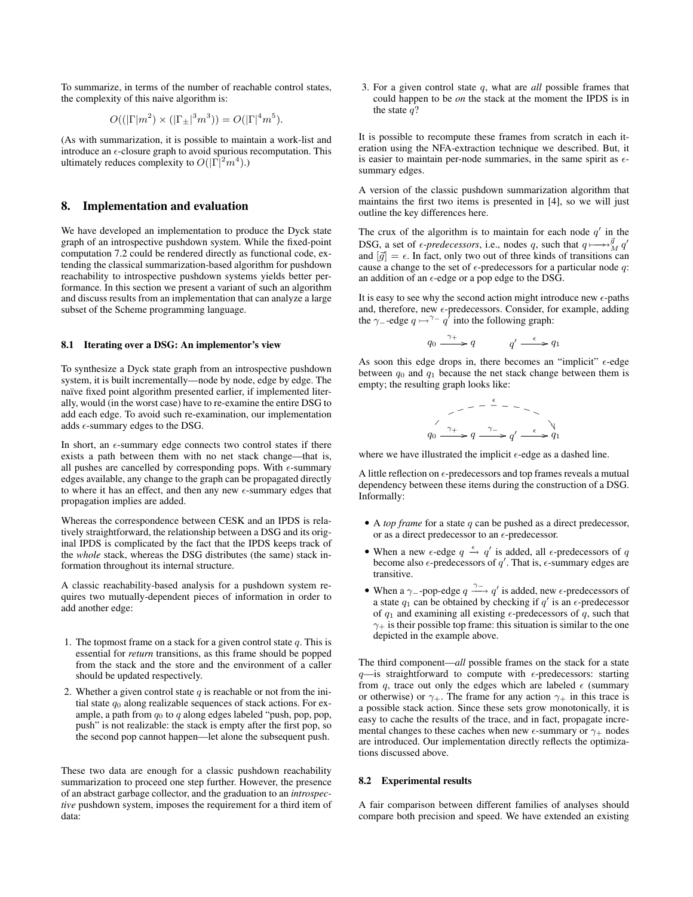To summarize, in terms of the number of reachable control states, the complexity of this naive algorithm is:

$$O((|\Gamma|m^2) \times (|\Gamma_{\pm}|^3 m^3)) = O(|\Gamma|^4 m^5).$$

(As with summarization, it is possible to maintain a work-list and introduce an $\epsilon$-closure graph to avoid spurious recomputation. This ultimately reduces complexity to $O(|\Gamma|^2 m^4)$.)

## 8. Implementation and evaluation

We have developed an implementation to produce the Dyck state graph of an introspective pushdown system. While the fixed-point computation 7.2 could be rendered directly as functional code, extending the classical summarization-based algorithm for pushdown reachability to introspective pushdown systems yields better performance. In this section we present a variant of such an algorithm and discuss results from an implementation that can analyze a large subset of the Scheme programming language.

### 8.1 Iterating over a DSG: An implementor's view

To synthesize a Dyck state graph from an introspective pushdown system, it is built incrementally—node by node, edge by edge. The naïve fixed point algorithm presented earlier, if implemented literally, would (in the worst case) have to re-examine the entire DSG to add each edge. To avoid such re-examination, our implementation adds $\epsilon$-summary edges to the DSG.

In short, an $\epsilon$-summary edge connects two control states if there exists a path between them with no net stack change—that is, all pushes are cancelled by corresponding pops. With $\epsilon$-summary edges available, any change to the graph can be propagated directly to where it has an effect, and then any new $\epsilon$-summary edges that propagation implies are added.

Whereas the correspondence between CESK and an IPDS is relatively straightforward, the relationship between a DSG and its original IPDS is complicated by the fact that the IPDS keeps track of the *whole* stack, whereas the DSG distributes (the same) stack information throughout its internal structure.

A classic reachability-based analysis for a pushdown system requires two mutually-dependent pieces of information in order to add another edge:

1. The topmost frame on a stack for a given control state $q$. This is essential for *return* transitions, as this frame should be popped from the stack and the store and the environment of a caller should be updated respectively.
2. Whether a given control state $q$ is reachable or not from the initial state $q_0$ along realizable sequences of stack actions. For example, a path from $q_0$ to $q$ along edges labeled "push, pop, pop, push" is not realizable: the stack is empty after the first pop, so the second pop cannot happen—let alone the subsequent push.

These two data are enough for a classic pushdown reachability summarization to proceed one step further. However, the presence of an abstract garbage collector, and the graduation to an *introspective* pushdown system, imposes the requirement for a third item of data:

3. For a given control state $q$, what are *all* possible frames that could happen to be *on* the stack at the moment the IPDS is in the state $q$?

It is possible to recompute these frames from scratch in each iteration using the NFA-extraction technique we described. But, it is easier to maintain per-node summaries, in the same spirit as $\epsilon$-summary edges.

A version of the classic pushdown summarization algorithm that maintains the first two items is presented in [4], so we will just outline the key differences here.

The crux of the algorithm is to maintain for each node $q'$ in the DSG, a set of *$\epsilon$-predecessors*, i.e., nodes $q$, such that $q \overset{\vec{g}}{\longmapsto}_M q'$ and $[\vec{g}] = \epsilon$. In fact, only two out of three kinds of transitions can cause a change to the set of $\epsilon$-predecessors for a particular node $q$: an addition of an $\epsilon$-edge or a pop edge to the DSG.

It is easy to see why the second action might introduce new $\epsilon$-paths and, therefore, new $\epsilon$-predecessors. Consider, for example, adding the $\gamma_-$-edge $q \rightarrowtail^{\gamma_-} q'$ into the following graph:

$$q_0 \xrightarrow{\gamma_+} q \qquad\qquad q' \xrightarrow{\epsilon} q_1$$

As soon this edge drops in, there becomes an "implicit" $\epsilon$-edge between $q_0$ and $q_1$ because the net stack change between them is empty; the resulting graph looks like:

$$q_0 \xrightarrow{\gamma_+} q \xrightarrow{\gamma_-} q' \xrightarrow{\epsilon} q_1$$

where we have illustrated the implicit $\epsilon$-edge as a dashed line.

A little reflection on $\epsilon$-predecessors and top frames reveals a mutual dependency between these items during the construction of a DSG. Informally:

- A *top frame* for a state $q$ can be pushed as a direct predecessor, or as a direct predecessor to an $\epsilon$-predecessor.
- When a new $\epsilon$-edge $q \xrightarrow{\epsilon} q'$ is added, all $\epsilon$-predecessors of $q$ become also $\epsilon$-predecessors of $q'$. That is, $\epsilon$-summary edges are transitive.
- When a $\gamma_-$-pop-edge $q \xrightarrow{\gamma_-} q'$ is added, new $\epsilon$-predecessors of a state $q_1$ can be obtained by checking if $q'$ is an $\epsilon$-predecessor of $q_1$ and examining all existing $\epsilon$-predecessors of $q$, such that $\gamma_+$ is their possible top frame: this situation is similar to the one depicted in the example above.

The third component—*all* possible frames on the stack for a state $q$—is straightforward to compute with $\epsilon$-predecessors: starting from $q$, trace out only the edges which are labeled $\epsilon$ (summary or otherwise) or $\gamma_+$. The frame for any action $\gamma_+$ in this trace is a possible stack action. Since these sets grow monotonically, it is easy to cache the results of the trace, and in fact, propagate incremental changes to these caches when new $\epsilon$-summary or $\gamma_+$ nodes are introduced. Our implementation directly reflects the optimizations discussed above.

### 8.2 Experimental results

A fair comparison between different families of analyses should compare both precision and speed. We have extended an existing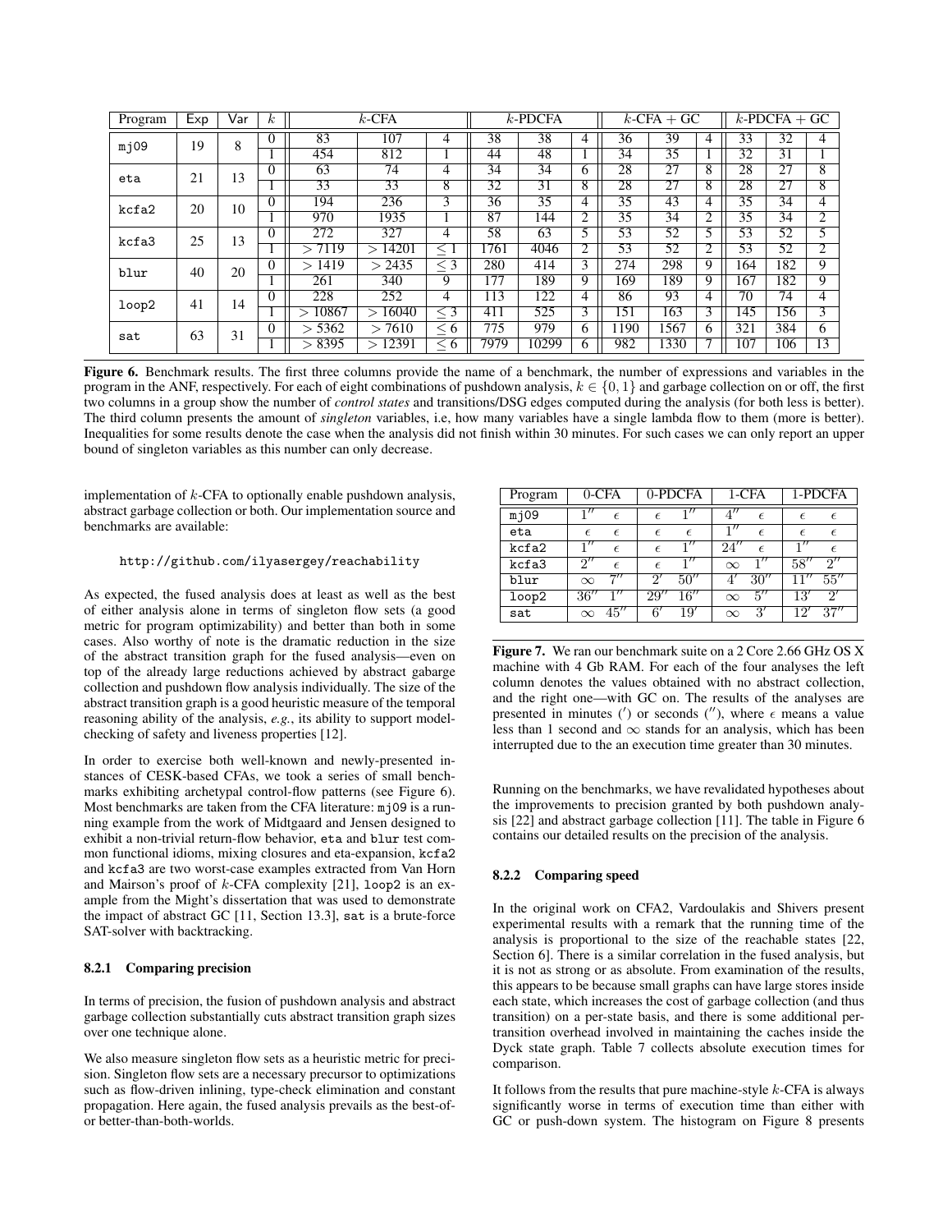| Program | Exp | Var | $k$ | $k$-CFA | | | $k$-PDCFA | | | $k$-CFA + GC | | | $k$-PDCFA + GC | | |
|---|---|---|---|---|---|---|---|---|---|---|---|---|---|---|---|
| mj09 | 19 | 8 | 0 | 83 | 107 | 4 | 38 | 38 | 4 | 36 | 39 | 4 | 33 | 32 | 4 |
| | | | 1 | 454 | 812 | 1 | 44 | 48 | 1 | 34 | 35 | 1 | 32 | 31 | 1 |
| eta | 21 | 13 | 0 | 63 | 74 | 4 | 34 | 34 | 6 | 28 | 27 | 8 | 28 | 27 | 8 |
| | | | 1 | 33 | 33 | 8 | 32 | 31 | 8 | 28 | 27 | 8 | 28 | 27 | 8 |
| kcfa2 | 20 | 10 | 0 | 194 | 236 | 3 | 36 | 35 | 4 | 35 | 43 | 4 | 35 | 34 | 4 |
| | | | 1 | 970 | 1935 | 1 | 87 | 144 | 2 | 35 | 34 | 2 | 35 | 34 | 2 |
| kcfa3 | 25 | 13 | 0 | 272 | 327 | 4 | 58 | 63 | 5 | 53 | 52 | 5 | 53 | 52 | 5 |
| | | | 1 | $> 7119$ | $> 14201$ | $\leq 1$ | 1761 | 4046 | 2 | 53 | 52 | 2 | 53 | 52 | 2 |
| blur | 40 | 20 | 0 | $> 1419$ | $> 2435$ | $\leq 3$ | 280 | 414 | 3 | 274 | 298 | 9 | 164 | 182 | 9 |
| | | | 1 | 261 | 340 | 9 | 177 | 189 | 9 | 169 | 189 | 9 | 167 | 182 | 9 |
| loop2 | 41 | 14 | 0 | 228 | 252 | 4 | 113 | 122 | 4 | 86 | 93 | 4 | 70 | 74 | 4 |
| | | | 1 | $> 10867$ | $> 16040$ | $\leq 3$ | 411 | 525 | 3 | 151 | 163 | 3 | 145 | 156 | 3 |
| sat | 63 | 31 | 0 | $> 5362$ | $> 7610$ | $\leq 6$ | 775 | 979 | 6 | 1190 | 1567 | 6 | 321 | 384 | 6 |
| | | | 1 | $> 8395$ | $> 12391$ | $\leq 6$ | 7979 | 10299 | 6 | 982 | 1330 | 7 | 107 | 106 | 13 |

**Figure 6.** Benchmark results. The first three columns provide the name of a benchmark, the number of expressions and variables in the program in the ANF, respectively. For each of eight combinations of pushdown analysis, $k \in \{0, 1\}$ and garbage collection on or off, the first two columns in a group show the number of *control states* and transitions/DSG edges computed during the analysis (for both less is better). The third column presents the amount of *singleton* variables, i.e, how many variables have a single lambda flow to them (more is better). Inequalities for some results denote the case when the analysis did not finish within 30 minutes. For such cases we can only report an upper bound of singleton variables as this number can only decrease.

implementation of $k$-CFA to optionally enable pushdown analysis, abstract garbage collection or both. Our implementation source and benchmarks are available:

```
http://github.com/ilyasergey/reachability
```

As expected, the fused analysis does at least as well as the best of either analysis alone in terms of singleton flow sets (a good metric for program optimizability) and better than both in some cases. Also worthy of note is the dramatic reduction in the size of the abstract transition graph for the fused analysis—even on top of the already large reductions achieved by abstract gabarge collection and pushdown flow analysis individually. The size of the abstract transition graph is a good heuristic measure of the temporal reasoning ability of the analysis, *e.g.*, its ability to support model-checking of safety and liveness properties [12].

In order to exercise both well-known and newly-presented instances of CESK-based CFAs, we took a series of small benchmarks exhibiting archetypal control-flow patterns (see Figure 6). Most benchmarks are taken from the CFA literature: mj09 is a running example from the work of Midtgaard and Jensen designed to exhibit a non-trivial return-flow behavior, eta and blur test common functional idioms, mixing closures and eta-expansion, kcfa2 and kcfa3 are two worst-case examples extracted from Van Horn and Mairson's proof of $k$-CFA complexity [21], loop2 is an example from the Might's dissertation that was used to demonstrate the impact of abstract GC [11, Section 13.3], sat is a brute-force SAT-solver with backtracking.

#### 8.2.1 Comparing precision

In terms of precision, the fusion of pushdown analysis and abstract garbage collection substantially cuts abstract transition graph sizes over one technique alone.

We also measure singleton flow sets as a heuristic metric for precision. Singleton flow sets are a necessary precursor to optimizations such as flow-driven inlining, type-check elimination and constant propagation. Here again, the fused analysis prevails as the best-of-or better-than-both-worlds.

| Program | 0-CFA | | 0-PDCFA | | 1-CFA | | 1-PDCFA | |
|---|---|---|---|---|---|---|---|---|
| mj09 | $1''$ | $\epsilon$ | $\epsilon$ | $1''$ | $4''$ | $\epsilon$ | $\epsilon$ | $\epsilon$ |
| eta | $\epsilon$ | $\epsilon$ | $\epsilon$ | $\epsilon$ | $1''$ | $\epsilon$ | $\epsilon$ | $\epsilon$ |
| kcfa2 | $1''$ | $\epsilon$ | $\epsilon$ | $1''$ | $24''$ | $\epsilon$ | $1''$ | $\epsilon$ |
| kcfa3 | $2''$ | $\epsilon$ | $\epsilon$ | $1''$ | $\infty$ | $1''$ | $58''$ | $2''$ |
| blur | $\infty$ | $7''$ | $2'$ | $50''$ | $4'$ | $30''$ | $11''$ | $55''$ |
| loop2 | $36''$ | $1''$ | $29''$ | $16''$ | $\infty$ | $5''$ | $13'$ | $2'$ |
| sat | $\infty$ | $45''$ | $6'$ | $19'$ | $\infty$ | $3'$ | $12'$ | $37''$ |

**Figure 7.** We ran our benchmark suite on a 2 Core 2.66 GHz OS X machine with 4 Gb RAM. For each of the four analyses the left column denotes the values obtained with no abstract collection, and the right one—with GC on. The results of the analyses are presented in minutes ($'$) or seconds ($''$), where $\epsilon$ means a value less than 1 second and $\infty$ stands for an analysis, which has been interrupted due to the an execution time greater than 30 minutes.

Running on the benchmarks, we have revalidated hypotheses about the improvements to precision granted by both pushdown analysis [22] and abstract garbage collection [11]. The table in Figure 6 contains our detailed results on the precision of the analysis.

#### 8.2.2 Comparing speed

In the original work on CFA2, Vardoulakis and Shivers present experimental results with a remark that the running time of the analysis is proportional to the size of the reachable states [22, Section 6]. There is a similar correlation in the fused analysis, but it is not as strong or as absolute. From examination of the results, this appears to be because small graphs can have large stores inside each state, which increases the cost of garbage collection (and thus transition) on a per-state basis, and there is some additional per-transition overhead involved in maintaining the caches inside the Dyck state graph. Table 7 collects absolute execution times for comparison.

It follows from the results that pure machine-style $k$-CFA is always significantly worse in terms of execution time than either with GC or push-down system. The histogram on Figure 8 presents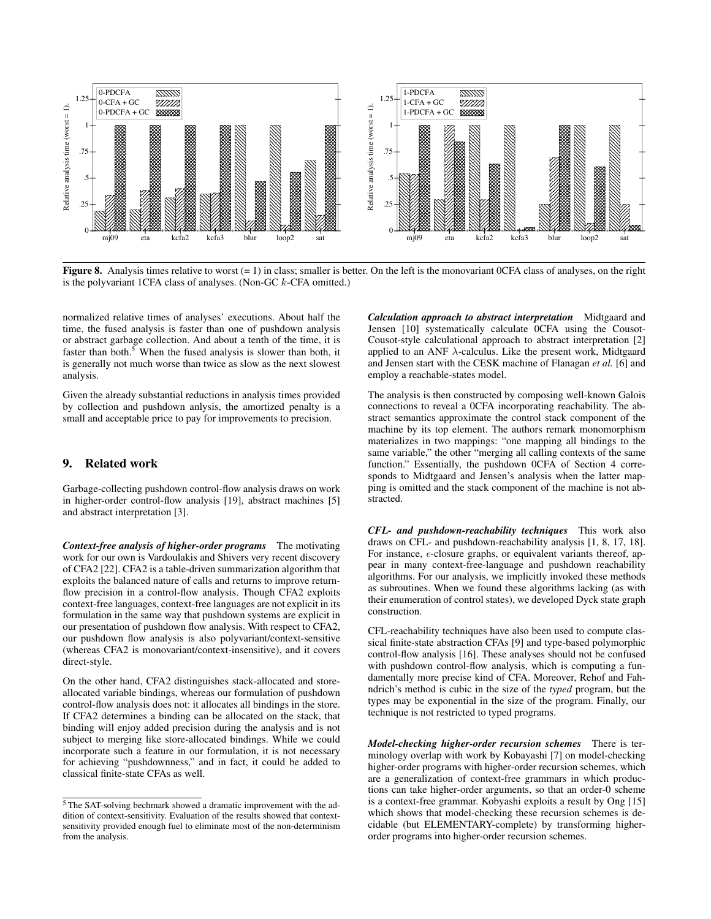**Figure 8.** Analysis times relative to worst (= 1) in class; smaller is better. On the left is the monovariant 0CFA class of analyses, on the right is the polyvariant 1CFA class of analyses. (Non-GC $k$-CFA omitted.)

normalized relative times of analyses' executions. About half the time, the fused analysis is faster than one of pushdown analysis or abstract garbage collection. And about a tenth of the time, it is faster than both.[5] When the fused analysis is slower than both, it is generally not much worse than twice as slow as the next slowest analysis.

Given the already substantial reductions in analysis times provided by collection and pushdown anlysis, the amortized penalty is a small and acceptable price to pay for improvements to precision.

## 9. Related work

Garbage-collecting pushdown control-flow analysis draws on work in higher-order control-flow analysis [19], abstract machines [5] and abstract interpretation [3].

***Context-free analysis of higher-order programs*** The motivating work for our own is Vardoulakis and Shivers very recent discovery of CFA2 [22]. CFA2 is a table-driven summarization algorithm that exploits the balanced nature of calls and returns to improve return-flow precision in a control-flow analysis. Though CFA2 exploits context-free languages, context-free languages are not explicit in its formulation in the same way that pushdown systems are explicit in our presentation of pushdown flow analysis. With respect to CFA2, our pushdown flow analysis is also polyvariant/context-sensitive (whereas CFA2 is monovariant/context-insensitive), and it covers direct-style.

On the other hand, CFA2 distinguishes stack-allocated and store-allocated variable bindings, whereas our formulation of pushdown control-flow analysis does not: it allocates all bindings in the store. If CFA2 determines a binding can be allocated on the stack, that binding will enjoy added precision during the analysis and is not subject to merging like store-allocated bindings. While we could incorporate such a feature in our formulation, it is not necessary for achieving "pushdownness," and in fact, it could be added to classical finite-state CFAs as well.

[5] The SAT-solving bechmark showed a dramatic improvement with the addition of context-sensitivity. Evaluation of the results showed that context-sensitivity provided enough fuel to eliminate most of the non-determinism from the analysis.

***Calculation approach to abstract interpretation*** Midtgaard and Jensen [10] systematically calculate 0CFA using the Cousot-Cousot-style calculational approach to abstract interpretation [2] applied to an ANF $\lambda$-calculus. Like the present work, Midtgaard and Jensen start with the CESK machine of Flanagan *et al.* [6] and employ a reachable-states model.

The analysis is then constructed by composing well-known Galois connections to reveal a 0CFA incorporating reachability. The abstract semantics approximate the control stack component of the machine by its top element. The authors remark monomorphism materializes in two mappings: "one mapping all bindings to the same variable," the other "merging all calling contexts of the same function." Essentially, the pushdown 0CFA of Section 4 corresponds to Midtgaard and Jensen's analysis when the latter mapping is omitted and the stack component of the machine is not abstracted.

***CFL- and pushdown-reachability techniques*** This work also draws on CFL- and pushdown-reachability analysis [1, 8, 17, 18]. For instance, $\epsilon$-closure graphs, or equivalent variants thereof, appear in many context-free-language and pushdown reachability algorithms. For our analysis, we implicitly invoked these methods as subroutines. When we found these algorithms lacking (as with their enumeration of control states), we developed Dyck state graph construction.

CFL-reachability techniques have also been used to compute classical finite-state abstraction CFAs [9] and type-based polymorphic control-flow analysis [16]. These analyses should not be confused with pushdown control-flow analysis, which is computing a fundamentally more precise kind of CFA. Moreover, Rehof and Fahndrich's method is cubic in the size of the *typed* program, but the types may be exponential in the size of the program. Finally, our technique is not restricted to typed programs.

***Model-checking higher-order recursion schemes*** There is terminology overlap with work by Kobayashi [7] on model-checking higher-order programs with higher-order recursion schemes, which are a generalization of context-free grammars in which productions can take higher-order arguments, so that an order-0 scheme is a context-free grammar. Kobyashi exploits a result by Ong [15] which shows that model-checking these recursion schemes is decidable (but ELEMENTARY-complete) by transforming higher-order programs into higher-order recursion schemes.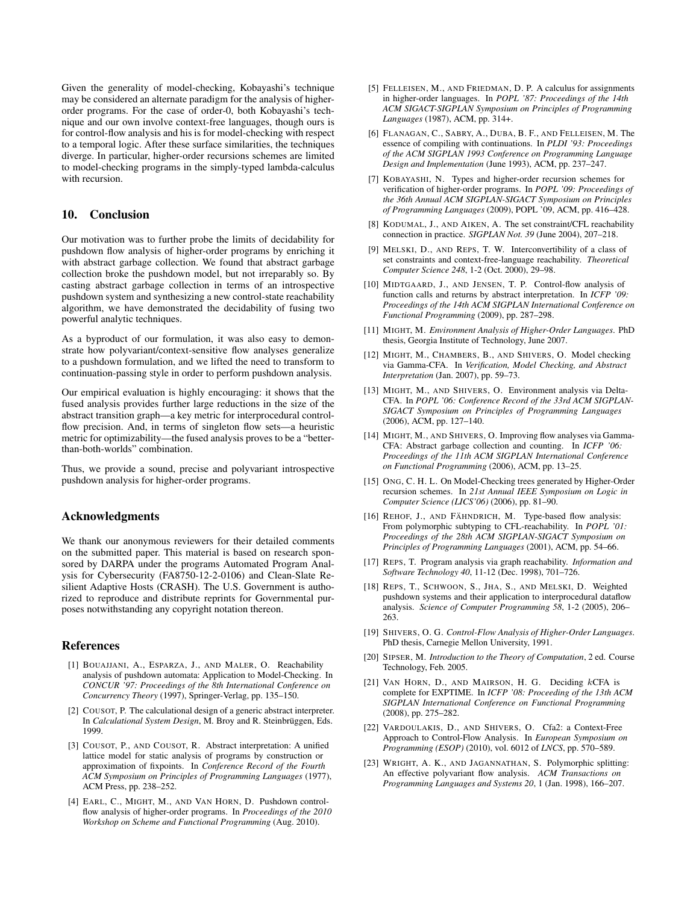Given the generality of model-checking, Kobayashi's technique may be considered an alternate paradigm for the analysis of higher-order programs. For the case of order-0, both Kobayashi's technique and our own involve context-free languages, though ours is for control-flow analysis and his is for model-checking with respect to a temporal logic. After these surface similarities, the techniques diverge. In particular, higher-order recursions schemes are limited to model-checking programs in the simply-typed lambda-calculus with recursion.

## 10. Conclusion

Our motivation was to further probe the limits of decidability for pushdown flow analysis of higher-order programs by enriching it with abstract garbage collection. We found that abstract garbage collection broke the pushdown model, but not irreparably so. By casting abstract garbage collection in terms of an introspective pushdown system and synthesizing a new control-state reachability algorithm, we have demonstrated the decidability of fusing two powerful analytic techniques.

As a byproduct of our formulation, it was also easy to demonstrate how polyvariant/context-sensitive flow analyses generalize to a pushdown formulation, and we lifted the need to transform to continuation-passing style in order to perform pushdown analysis.

Our empirical evaluation is highly encouraging: it shows that the fused analysis provides further large reductions in the size of the abstract transition graph—a key metric for interprocedural control-flow precision. And, in terms of singleton flow sets—a heuristic metric for optimizability—the fused analysis proves to be a "better-than-both-worlds" combination.

Thus, we provide a sound, precise and polyvariant introspective pushdown analysis for higher-order programs.

## Acknowledgments

We thank our anonymous reviewers for their detailed comments on the submitted paper. This material is based on research sponsored by DARPA under the programs Automated Program Analysis for Cybersecurity (FA8750-12-2-0106) and Clean-Slate Resilient Adaptive Hosts (CRASH). The U.S. Government is authorized to reproduce and distribute reprints for Governmental purposes notwithstanding any copyright notation thereon.

## References

[1] Bouajjani, A., Esparza, J., and Maler, O. Reachability analysis of pushdown automata: Application to Model-Checking. In *CONCUR '97: Proceedings of the 8th International Conference on Concurrency Theory* (1997), Springer-Verlag, pp. 135–150.

[2] Cousot, P. The calculational design of a generic abstract interpreter. In *Calculational System Design*, M. Broy and R. Steinbrüggen, Eds. 1999.

[3] Cousot, P., and Cousot, R. Abstract interpretation: A unified lattice model for static analysis of programs by construction or approximation of fixpoints. In *Conference Record of the Fourth ACM Symposium on Principles of Programming Languages* (1977), ACM Press, pp. 238–252.

[4] Earl, C., Might, M., and Van Horn, D. Pushdown control-flow analysis of higher-order programs. In *Proceedings of the 2010 Workshop on Scheme and Functional Programming* (Aug. 2010).

[5] Felleisen, M., and Friedman, D. P. A calculus for assignments in higher-order languages. In *POPL '87: Proceedings of the 14th ACM SIGACT-SIGPLAN Symposium on Principles of Programming Languages* (1987), ACM, pp. 314+.

[6] Flanagan, C., Sabry, A., Duba, B. F., and Felleisen, M. The essence of compiling with continuations. In *PLDI '93: Proceedings of the ACM SIGPLAN 1993 Conference on Programming Language Design and Implementation* (June 1993), ACM, pp. 237–247.

[7] Kobayashi, N. Types and higher-order recursion schemes for verification of higher-order programs. In *POPL '09: Proceedings of the 36th Annual ACM SIGPLAN-SIGACT Symposium on Principles of Programming Languages* (2009), POPL '09, ACM, pp. 416–428.

[8] Kodumal, J., and Aiken, A. The set constraint/CFL reachability connection in practice. *SIGPLAN Not. 39* (June 2004), 207–218.

[9] Melski, D., and Reps, T. W. Interconvertibility of a class of set constraints and context-free-language reachability. *Theoretical Computer Science 248*, 1-2 (Oct. 2000), 29–98.

[10] Midtgaard, J., and Jensen, T. P. Control-flow analysis of function calls and returns by abstract interpretation. In *ICFP '09: Proceedings of the 14th ACM SIGPLAN International Conference on Functional Programming* (2009), pp. 287–298.

[11] Might, M. *Environment Analysis of Higher-Order Languages*. PhD thesis, Georgia Institute of Technology, June 2007.

[12] Might, M., Chambers, B., and Shivers, O. Model checking via Gamma-CFA. In *Verification, Model Checking, and Abstract Interpretation* (Jan. 2007), pp. 59–73.

[13] Might, M., and Shivers, O. Environment analysis via Delta-CFA. In *POPL '06: Conference Record of the 33rd ACM SIGPLAN-SIGACT Symposium on Principles of Programming Languages* (2006), ACM, pp. 127–140.

[14] Might, M., and Shivers, O. Improving flow analyses via Gamma-CFA: Abstract garbage collection and counting. In *ICFP '06: Proceedings of the 11th ACM SIGPLAN International Conference on Functional Programming* (2006), ACM, pp. 13–25.

[15] Ong, C. H. L. On Model-Checking trees generated by Higher-Order recursion schemes. In *21st Annual IEEE Symposium on Logic in Computer Science (LICS'06)* (2006), pp. 81–90.

[16] Rehof, J., and Fähndrich, M. Type-based flow analysis: From polymorphic subtyping to CFL-reachability. In *POPL '01: Proceedings of the 28th ACM SIGPLAN-SIGACT Symposium on Principles of Programming Languages* (2001), ACM, pp. 54–66.

[17] Reps, T. Program analysis via graph reachability. *Information and Software Technology 40*, 11-12 (Dec. 1998), 701–726.

[18] Reps, T., Schwoon, S., Jha, S., and Melski, D. Weighted pushdown systems and their application to interprocedural dataflow analysis. *Science of Computer Programming 58*, 1-2 (2005), 206–263.

[19] Shivers, O. G. *Control-Flow Analysis of Higher-Order Languages*. PhD thesis, Carnegie Mellon University, 1991.

[20] Sipser, M. *Introduction to the Theory of Computation*, 2 ed. Course Technology, Feb. 2005.

[21] Van Horn, D., and Mairson, H. G. Deciding *k*CFA is complete for EXPTIME. In *ICFP '08: Proceeding of the 13th ACM SIGPLAN International Conference on Functional Programming* (2008), pp. 275–282.

[22] Vardoulakis, D., and Shivers, O. Cfa2: a Context-Free Approach to Control-Flow Analysis. In *European Symposium on Programming (ESOP)* (2010), vol. 6012 of *LNCS*, pp. 570–589.

[23] Wright, A. K., and Jagannathan, S. Polymorphic splitting: An effective polyvariant flow analysis. *ACM Transactions on Programming Languages and Systems 20*, 1 (Jan. 1998), 166–207.